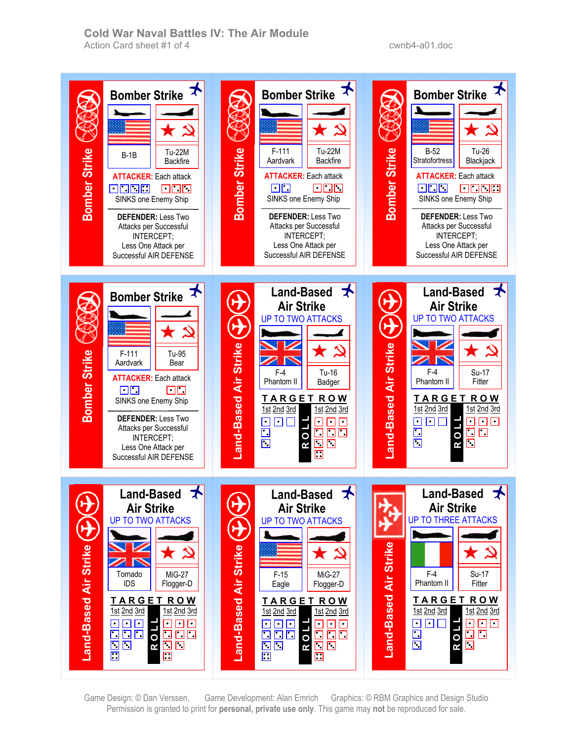# Cold War Naval Battles IV: The Air Module

Action Card sheet #1 of 4

cwnb4-a01.doc

## Bomber Strike

| US | USSR |
|---|---|
| B-1B | Tu-22M Backfire |

**ATTACKER:** Each attack ⚀ ⚁ ⚂ ⚃ (US) / ⚀ ⚁ ⚂ (USSR) SINKS one Enemy Ship

**DEFENDER:** Less Two Attacks per Successful INTERCEPT; Less One Attack per Successful AIR DEFENSE

## Bomber Strike

| US | USSR |
|---|---|
| F-111 Aardvark | Tu-22M Backfire |

**ATTACKER:** Each attack ⚀ ⚁ (US) / ⚀ ⚁ ⚂ (USSR) SINKS one Enemy Ship

**DEFENDER:** Less Two Attacks per Successful INTERCEPT; Less One Attack per Successful AIR DEFENSE

## Bomber Strike

| US | USSR |
|---|---|
| B-52 Stratofortress | Tu-26 Blackjack |

**ATTACKER:** Each attack ⚀ ⚁ ⚂ (US) / ⚀ ⚁ ⚂ ⚃ (USSR) SINKS one Enemy Ship

**DEFENDER:** Less Two Attacks per Successful INTERCEPT; Less One Attack per Successful AIR DEFENSE

## Bomber Strike

| US | USSR |
|---|---|
| F-111 Aardvark | Tu-95 Bear |

**ATTACKER:** Each attack ⚀ ⚁ (US) / ⚀ ⚁ (USSR) SINKS one Enemy Ship

**DEFENDER:** Less Two Attacks per Successful INTERCEPT; Less One Attack per Successful AIR DEFENSE

## Land-Based Air Strike

UP TO TWO ATTACKS

| UK | USSR |
|---|---|
| F-4 Phantom II | Tu-16 Badger |

TARGET ROW

| 1st | 2nd | 3rd | ROLL | 1st | 2nd | 3rd |
|---|---|---|---|---|---|---|
| ⚀ | ⚀ | (blank) | | ⚀ | ⚀ | ⚀ |
| ⚁ | | | | ⚁ | ⚁ | ⚁ |
| ⚂ | | | | ⚂ | ⚂ | |
| | | | | ⚃ | | |

## Land-Based Air Strike

UP TO TWO ATTACKS

| UK | USSR |
|---|---|
| F-4 Phantom II | Su-17 Fitter |

TARGET ROW

| 1st | 2nd | 3rd | ROLL | 1st | 2nd | 3rd |
|---|---|---|---|---|---|---|
| ⚀ | ⚀ | (blank) | | ⚀ | ⚀ | ⚀ |
| ⚁ | | | | ⚁ | ⚁ | |
| ⚂ | | | | ⚂ | | |

## Land-Based Air Strike

UP TO TWO ATTACKS

| UK | USSR |
|---|---|
| Tornado IDS | MiG-27 Flogger-D |

TARGET ROW

| 1st | 2nd | 3rd | ROLL | 1st | 2nd | 3rd |
|---|---|---|---|---|---|---|
| ⚀ | ⚀ | ⚀ | | ⚀ | ⚀ | ⚀ |
| ⚁ | ⚁ | ⚁ | | ⚁ | ⚁ | ⚁ |
| ⚂ | ⚂ | | | ⚂ | ⚂ | |
| ⚃ | | | | ⚃ | | |

## Land-Based Air Strike

UP TO TWO ATTACKS

| US | USSR |
|---|---|
| F-15 Eagle | MiG-27 Flogger-D |

TARGET ROW

| 1st | 2nd | 3rd | ROLL | 1st | 2nd | 3rd |
|---|---|---|---|---|---|---|
| ⚀ | ⚀ | ⚀ | | ⚀ | ⚀ | ⚀ |
| ⚁ | ⚁ | ⚁ | | ⚁ | ⚁ | ⚁ |
| ⚂ | ⚂ | | | ⚂ | ⚂ | |
| ⚃ | | | | ⚃ | | |

## Land-Based Air Strike

UP TO THREE ATTACKS

| Italy | USSR |
|---|---|
| F-4 Phantom II | Su-17 Fitter |

TARGET ROW

| 1st | 2nd | 3rd | ROLL | 1st | 2nd | 3rd |
|---|---|---|---|---|---|---|
| ⚀ | ⚀ | (blank) | | ⚀ | ⚀ | ⚀ |
| ⚁ | | | | ⚁ | ⚁ | |
| ⚂ | | | | ⚂ | | |

Game Design: © Dan Verssen, Game Development: Alan Emrich Graphics: © RBM Graphics and Design Studio

Permission is granted to print for **personal, private use only**. This game may **not** be reproduced for sale.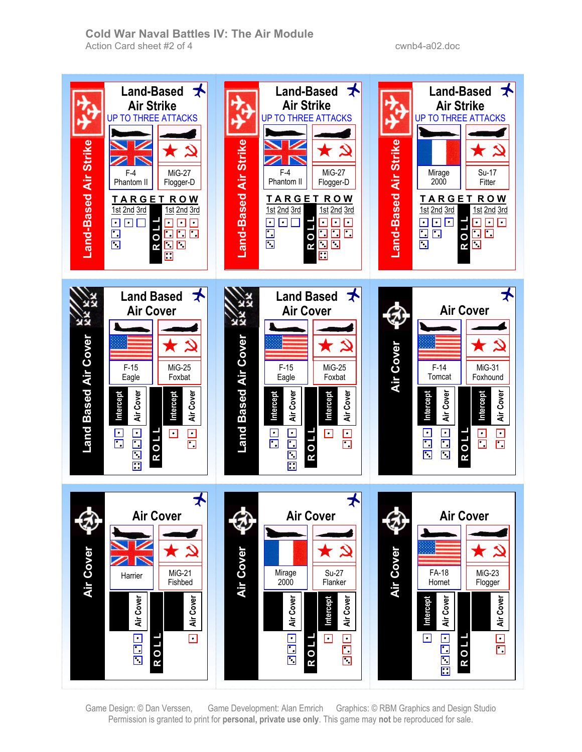# Cold War Naval Battles IV: The Air Module

Action Card sheet #2 of 4

cwnb4-a02.doc

## Land-Based Air Strike

UP TO THREE ATTACKS

| F-4 Phantom II | MiG-27 Flogger-D |
|---|---|

TARGET ROW

1st 2nd 3rd — ROLL — 1st 2nd 3rd

## Land-Based Air Strike

UP TO THREE ATTACKS

| F-4 Phantom II | MiG-27 Flogger-D |
|---|---|

TARGET ROW

1st 2nd 3rd — ROLL — 1st 2nd 3rd

## Land-Based Air Strike

UP TO THREE ATTACKS

| Mirage 2000 | Su-17 Fitter |
|---|---|

TARGET ROW

1st 2nd 3rd — ROLL — 1st 2nd 3rd

## Land Based Air Cover

| F-15 Eagle | MiG-25 Foxbat |
|---|---|
| Intercept / Air Cover | Intercept / Air Cover |

ROLL

## Land Based Air Cover

| F-15 Eagle | MiG-25 Foxbat |
|---|---|
| Intercept / Air Cover | Intercept / Air Cover |

ROLL

## Air Cover

| F-14 Tomcat | MiG-31 Foxhound |
|---|---|
| Intercept / Air Cover | Intercept / Air Cover |

ROLL

## Air Cover

| Harrier | MiG-21 Fishbed |
|---|---|
| Air Cover | Air Cover |

ROLL

## Air Cover

| Mirage 2000 | Su-27 Flanker |
|---|---|
| Air Cover | Intercept / Air Cover |

ROLL

## Air Cover

| FA-18 Hornet | MiG-23 Flogger |
|---|---|
| Intercept / Air Cover | Air Cover |

ROLL

Game Design: © Dan Verssen, Game Development: Alan Emrich Graphics: © RBM Graphics and Design Studio

Permission is granted to print for **personal, private use only**. This game may **not** be reproduced for sale.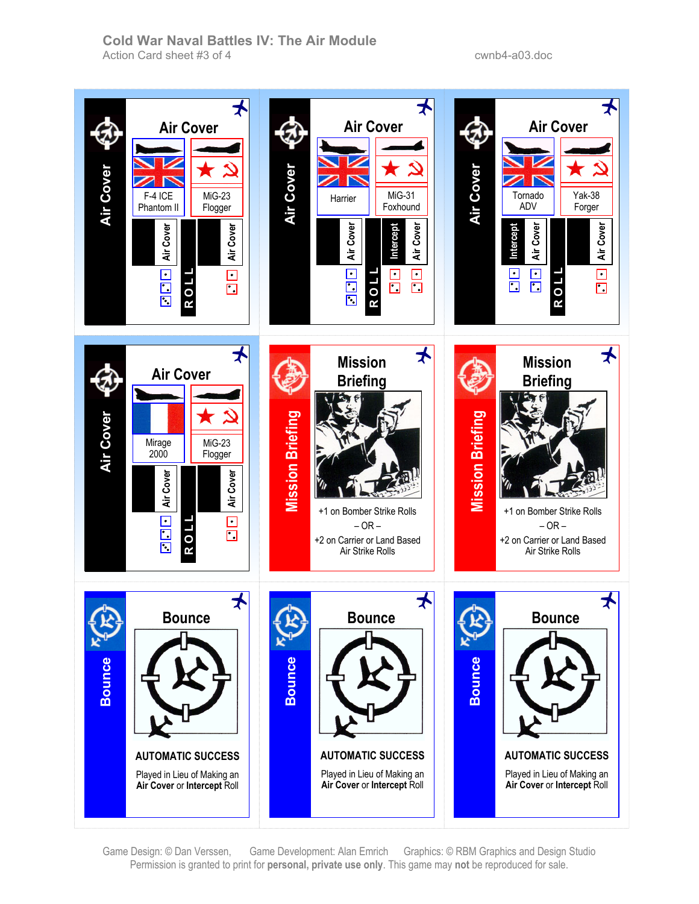# Cold War Naval Battles IV: The Air Module

Action Card sheet #3 of 4 — cwnb4-a03.doc

## Air Cover

| F-4 ICE Phantom II | MiG-23 Flogger |
|---|---|
| Air Cover | Air Cover |

ROLL

## Air Cover

| Harrier | MiG-31 Foxhound |
|---|---|
| Air Cover | Intercept / Air Cover |

ROLL

## Air Cover

| Tornado ADV | Yak-38 Forger |
|---|---|
| Intercept / Air Cover | Air Cover |

ROLL

## Air Cover

| Mirage 2000 | MiG-23 Flogger |
|---|---|
| Air Cover | Air Cover |

ROLL

## Mission Briefing

+1 on Bomber Strike Rolls

– OR –

+2 on Carrier or Land Based Air Strike Rolls

## Mission Briefing

+1 on Bomber Strike Rolls

– OR –

+2 on Carrier or Land Based Air Strike Rolls

## Bounce

**AUTOMATIC SUCCESS**

Played in Lieu of Making an **Air Cover** or **Intercept** Roll

## Bounce

**AUTOMATIC SUCCESS**

Played in Lieu of Making an **Air Cover** or **Intercept** Roll

## Bounce

**AUTOMATIC SUCCESS**

Played in Lieu of Making an **Air Cover** or **Intercept** Roll

Game Design: © Dan Verssen, Game Development: Alan Emrich Graphics: © RBM Graphics and Design Studio
Permission is granted to print for **personal, private use only**. This game may **not** be reproduced for sale.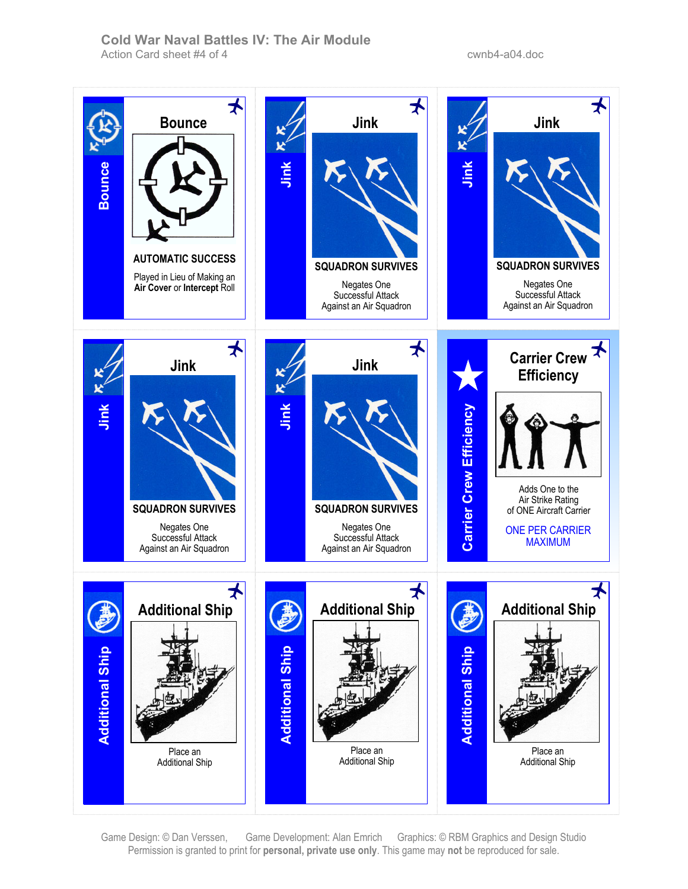# Cold War Naval Battles IV: The Air Module

Action Card sheet #4 of 4

cwnb4-a04.doc

## Bounce

Bounce

**AUTOMATIC SUCCESS**

Played in Lieu of Making an **Air Cover** or **Intercept** Roll

## Jink

Jink

**SQUADRON SURVIVES**

Negates One Successful Attack Against an Air Squadron

## Jink

Jink

**SQUADRON SURVIVES**

Negates One Successful Attack Against an Air Squadron

## Jink

Jink

**SQUADRON SURVIVES**

Negates One Successful Attack Against an Air Squadron

## Jink

Jink

**SQUADRON SURVIVES**

Negates One Successful Attack Against an Air Squadron

## Carrier Crew Efficiency

Carrier Crew Efficiency

Adds One to the Air Strike Rating of ONE Aircraft Carrier

ONE PER CARRIER MAXIMUM

## Additional Ship

Additional Ship

Place an Additional Ship

## Additional Ship

Additional Ship

Place an Additional Ship

## Additional Ship

Additional Ship

Place an Additional Ship

Game Design: © Dan Verssen, Game Development: Alan Emrich Graphics: © RBM Graphics and Design Studio

Permission is granted to print for **personal, private use only**. This game may **not** be reproduced for sale.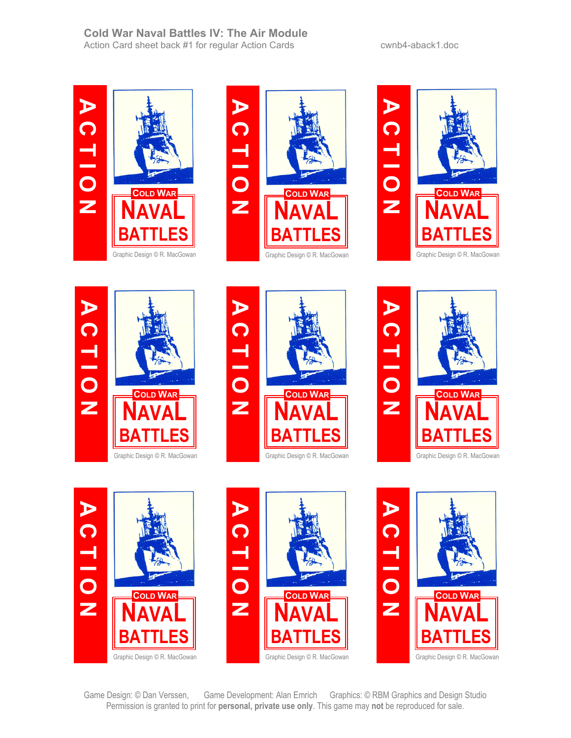**Cold War Naval Battles IV: The Air Module**
Action Card sheet back #1 for regular Action Cards

cwnb4-aback1.doc

ACTION

COLD WAR NAVAL BATTLES

Graphic Design © R. MacGowan

ACTION

COLD WAR NAVAL BATTLES

Graphic Design © R. MacGowan

ACTION

COLD WAR NAVAL BATTLES

Graphic Design © R. MacGowan

ACTION

COLD WAR NAVAL BATTLES

Graphic Design © R. MacGowan

ACTION

COLD WAR NAVAL BATTLES

Graphic Design © R. MacGowan

ACTION

COLD WAR NAVAL BATTLES

Graphic Design © R. MacGowan

ACTION

COLD WAR NAVAL BATTLES

Graphic Design © R. MacGowan

ACTION

COLD WAR NAVAL BATTLES

Graphic Design © R. MacGowan

ACTION

COLD WAR NAVAL BATTLES

Graphic Design © R. MacGowan

Game Design: © Dan Verssen, Game Development: Alan Emrich Graphics: © RBM Graphics and Design Studio
Permission is granted to print for **personal, private use only**. This game may **not** be reproduced for sale.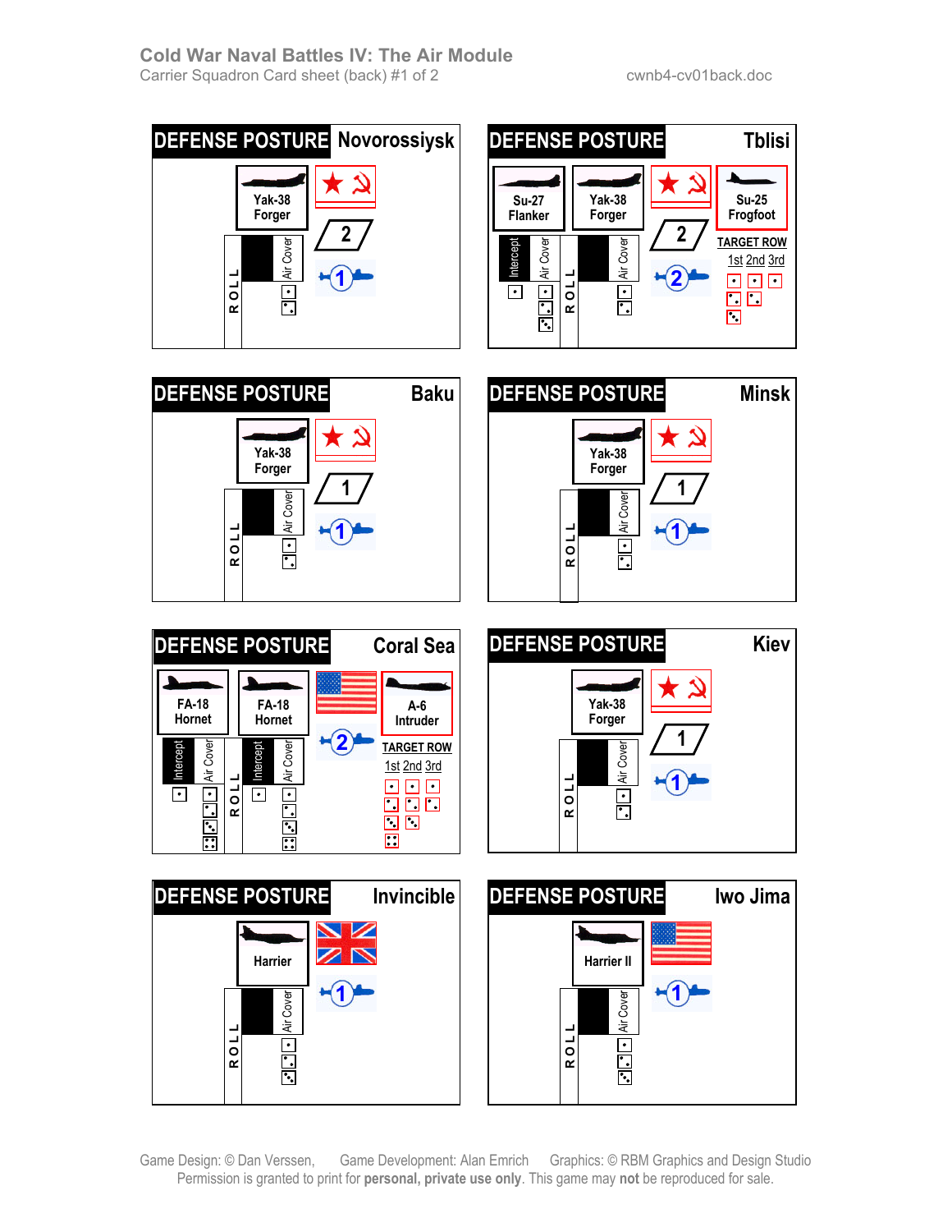# Cold War Naval Battles IV: The Air Module

Carrier Squadron Card sheet (back) #1 of 2

cwnb4-cv01back.doc

## DEFENSE POSTURE — Novorossiysk

Yak-38 Forger

ROLL — Air Cover: 1, 2

2

1

## DEFENSE POSTURE — Tblisi

Su-27 Flanker

ROLL — Intercept: 1 — Air Cover: 1, 2, 3

Yak-38 Forger

ROLL — Air Cover: 1, 2

2

2

Su-25 Frogfoot

TARGET ROW

1st 2nd 3rd

| 1st | 2nd | 3rd |
|---|---|---|
| 1 | 1 | 1 |
| 2 | 2 | |
| 3 | | |

## DEFENSE POSTURE — Baku

Yak-38 Forger

ROLL — Air Cover: 1, 2

1

1

## DEFENSE POSTURE — Minsk

Yak-38 Forger

ROLL — Air Cover: 1, 2

1

1

## DEFENSE POSTURE — Coral Sea

FA-18 Hornet

Intercept: 1 — Air Cover: 1, 2, 3, 4, 5

ROLL

FA-18 Hornet

Intercept: 1 — Air Cover: 1, 2, 3, 4, 5

2

A-6 Intruder

TARGET ROW

1st 2nd 3rd

| 1st | 2nd | 3rd |
|---|---|---|
| 1 | 1 | 1 |
| 2 | 2 | 2 |
| 3 | 3 | |
| 4 | | |

## DEFENSE POSTURE — Kiev

Yak-38 Forger

ROLL — Air Cover: 1, 2

1

1

## DEFENSE POSTURE — Invincible

Harrier

ROLL — Air Cover: 1, 2, 3

1

## DEFENSE POSTURE — Iwo Jima

Harrier II

ROLL — Air Cover: 1, 2, 3

1

Game Design: © Dan Verssen, Game Development: Alan Emrich Graphics: © RBM Graphics and Design Studio

Permission is granted to print for **personal, private use only**. This game may **not** be reproduced for sale.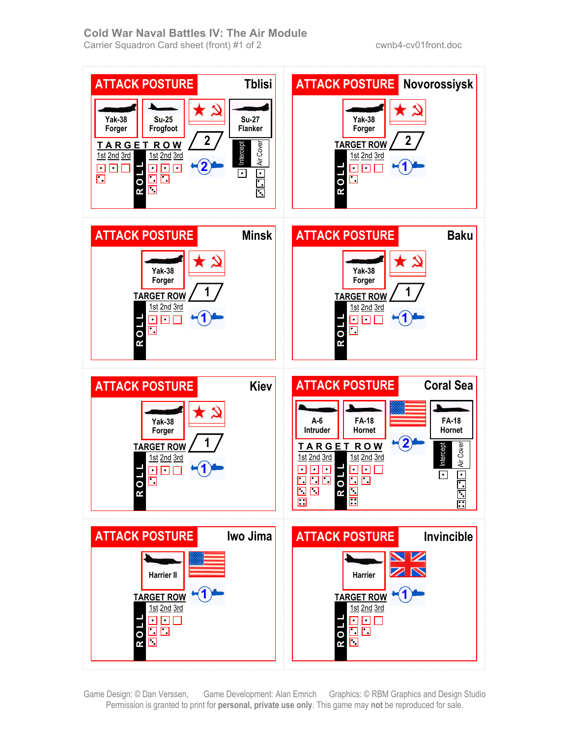# Cold War Naval Battles IV: The Air Module

Carrier Squadron Card sheet (front) #1 of 2

cwnb4-cv01front.doc

## ATTACK POSTURE — Tblisi

Yak-38 Forger | Su-25 Frogfoot | ★ ☭ | Su-27 Flanker

TARGET ROW 2

1st 2nd 3rd | ROLL | 1st 2nd 3rd

2

Intercept | Air Cover

## ATTACK POSTURE — Novorossiysk

Yak-38 Forger | ★ ☭

TARGET ROW 2

ROLL | 1st 2nd 3rd

1

## ATTACK POSTURE — Minsk

Yak-38 Forger | ★ ☭

TARGET ROW 1

ROLL | 1st 2nd 3rd

1

## ATTACK POSTURE — Baku

Yak-38 Forger | ★ ☭

TARGET ROW 1

ROLL | 1st 2nd 3rd

1

## ATTACK POSTURE — Kiev

Yak-38 Forger | ★ ☭

TARGET ROW 1

ROLL | 1st 2nd 3rd

1

## ATTACK POSTURE — Coral Sea

A-6 Intruder | FA-18 Hornet | FA-18 Hornet

TARGET ROW

1st 2nd 3rd | ROLL | 1st 2nd 3rd

2

Intercept | Air Cover

## ATTACK POSTURE — Iwo Jima

Harrier II

TARGET ROW

ROLL | 1st 2nd 3rd

1

## ATTACK POSTURE — Invincible

Harrier

TARGET ROW

ROLL | 1st 2nd 3rd

1

Game Design: © Dan Verssen, Game Development: Alan Emrich Graphics: © RBM Graphics and Design Studio
Permission is granted to print for **personal, private use only**. This game may **not** be reproduced for sale.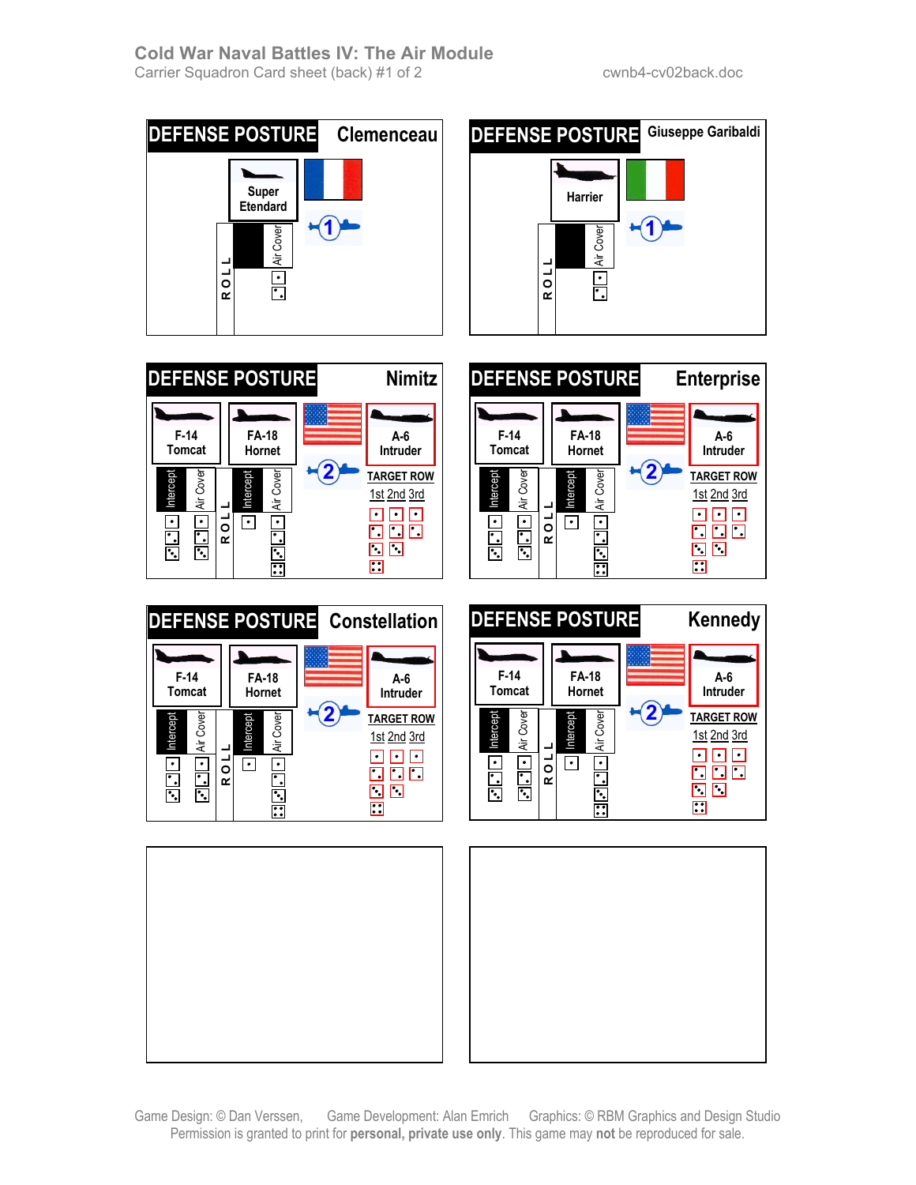# Cold War Naval Battles IV: The Air Module

Carrier Squadron Card sheet (back) #1 of 2 — cwnb4-cv02back.doc

## DEFENSE POSTURE — Clemenceau

Super Etendard

Squadron: 1

| ROLL | Air Cover |
|---|---|
| | 1 |
| | 2 |

## DEFENSE POSTURE — Giuseppe Garibaldi

Harrier

Squadron: 1

| ROLL | Air Cover |
|---|---|
| | 1 |
| | 2 |

## DEFENSE POSTURE — Nimitz

Squadron: 2

| | F-14 Tomcat Intercept | F-14 Tomcat Air Cover | FA-18 Hornet Intercept | FA-18 Hornet Air Cover |
|---|---|---|---|---|
| ROLL | 1 | 1 | 1 | 1 |
| | 2 | 2 | | 2 |
| | 3 | 3 | | 3 |
| | | | | 4 |

A-6 Intruder — TARGET ROW

| 1st | 2nd | 3rd |
|---|---|---|
| 1 | 1 | 1 |
| 2 | 2 | 2 |
| 3 | 3 | |
| 4 | | |

## DEFENSE POSTURE — Enterprise

Squadron: 2

| | F-14 Tomcat Intercept | F-14 Tomcat Air Cover | FA-18 Hornet Intercept | FA-18 Hornet Air Cover |
|---|---|---|---|---|
| ROLL | 1 | 1 | 1 | 1 |
| | 2 | 2 | | 2 |
| | 3 | 3 | | 3 |
| | | | | 4 |

A-6 Intruder — TARGET ROW

| 1st | 2nd | 3rd |
|---|---|---|
| 1 | 1 | 1 |
| 2 | 2 | 2 |
| 3 | 3 | |
| 4 | | |

## DEFENSE POSTURE — Constellation

Squadron: 2

| | F-14 Tomcat Intercept | F-14 Tomcat Air Cover | FA-18 Hornet Intercept | FA-18 Hornet Air Cover |
|---|---|---|---|---|
| ROLL | 1 | 1 | 1 | 1 |
| | 2 | 2 | | 2 |
| | 3 | 3 | | 3 |
| | | | | 4 |

A-6 Intruder — TARGET ROW

| 1st | 2nd | 3rd |
|---|---|---|
| 1 | 1 | 1 |
| 2 | 2 | 2 |
| 3 | 3 | |
| 4 | | |

## DEFENSE POSTURE — Kennedy

Squadron: 2

| | F-14 Tomcat Intercept | F-14 Tomcat Air Cover | FA-18 Hornet Intercept | FA-18 Hornet Air Cover |
|---|---|---|---|---|
| ROLL | 1 | 1 | 1 | 1 |
| | 2 | 2 | | 2 |
| | 3 | 3 | | 3 |
| | | | | 4 |

A-6 Intruder — TARGET ROW

| 1st | 2nd | 3rd |
|---|---|---|
| 1 | 1 | 1 |
| 2 | 2 | 2 |
| 3 | 3 | |
| 4 | | |

Game Design: © Dan Verssen, Game Development: Alan Emrich Graphics: © RBM Graphics and Design Studio
Permission is granted to print for **personal, private use only**. This game may **not** be reproduced for sale.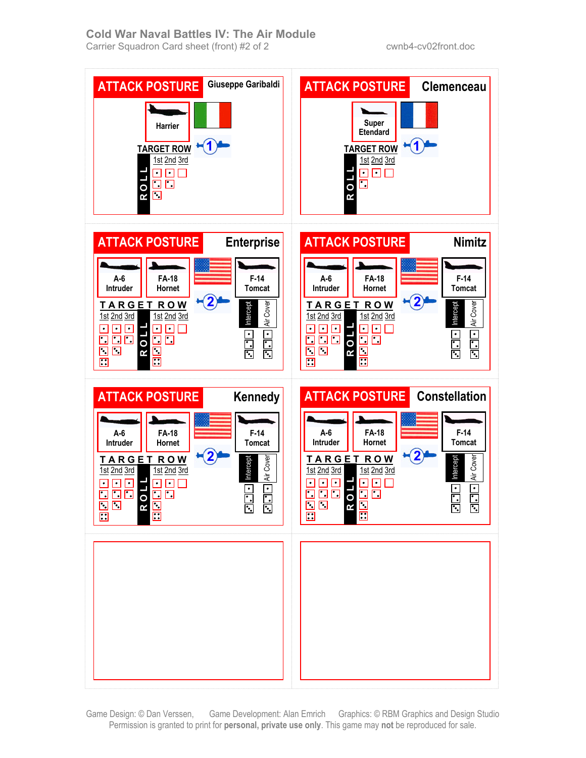# Cold War Naval Battles IV: The Air Module

Carrier Squadron Card sheet (front) #2 of 2

cwnb4-cv02front.doc

---

**ATTACK POSTURE** — Giuseppe Garibaldi

Harrier

1

TARGET ROW

1st 2nd 3rd

ROLL

---

**ATTACK POSTURE** — Clemenceau

Super Etendard

1

TARGET ROW

1st 2nd 3rd

ROLL

---

**ATTACK POSTURE** — Enterprise

A-6 Intruder | FA-18 Hornet | F-14 Tomcat

2

TARGET ROW

1st 2nd 3rd | ROLL | 1st 2nd 3rd

Intercept | Air Cover

---

**ATTACK POSTURE** — Nimitz

A-6 Intruder | FA-18 Hornet | F-14 Tomcat

2

TARGET ROW

1st 2nd 3rd | ROLL | 1st 2nd 3rd

Intercept | Air Cover

---

**ATTACK POSTURE** — Kennedy

A-6 Intruder | FA-18 Hornet | F-14 Tomcat

2

TARGET ROW

1st 2nd 3rd | ROLL | 1st 2nd 3rd

Intercept | Air Cover

---

**ATTACK POSTURE** — Constellation

A-6 Intruder | FA-18 Hornet | F-14 Tomcat

2

TARGET ROW

1st 2nd 3rd | ROLL | 1st 2nd 3rd

Intercept | Air Cover

---

Game Design: © Dan Verssen, Game Development: Alan Emrich Graphics: © RBM Graphics and Design Studio

Permission is granted to print for **personal, private use only**. This game may **not** be reproduced for sale.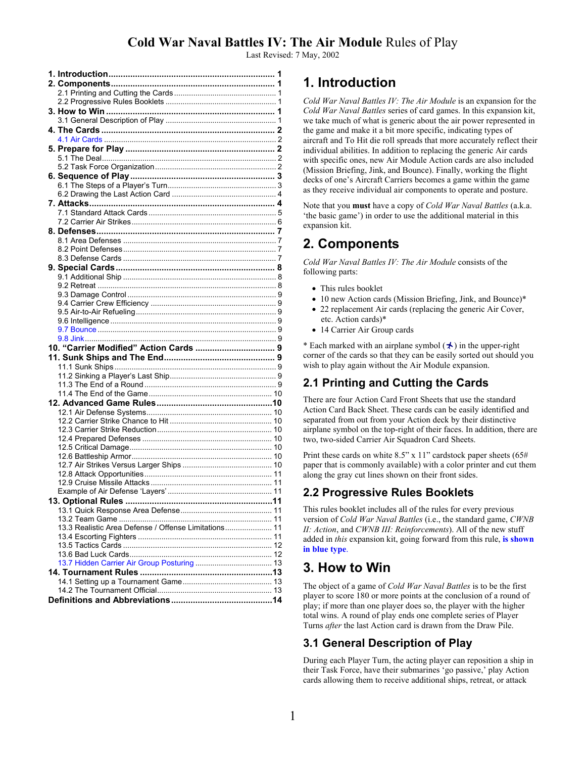# Cold War Naval Battles IV: The Air Module Rules of Play

Last Revised: 7 May, 2002

- **1. Introduction** ... 1
- **2. Components** ... 1
  - 2.1 Printing and Cutting the Cards ... 1
  - 2.2 Progressive Rules Booklets ... 1
- **3. How to Win** ... 1
  - 3.1 General Description of Play ... 1
- **4. The Cards** ... 2
  - 4.1 Air Cards ... 2
- **5. Prepare for Play** ... 2
  - 5.1 The Deal ... 2
  - 5.2 Task Force Organization ... 2
- **6. Sequence of Play** ... 3
  - 6.1 The Steps of a Player's Turn ... 3
  - 6.2 Drawing the Last Action Card ... 4
- **7. Attacks** ... 4
  - 7.1 Standard Attack Cards ... 5
  - 7.2 Carrier Air Strikes ... 6
- **8. Defenses** ... 7
  - 8.1 Area Defenses ... 7
  - 8.2 Point Defenses ... 7
  - 8.3 Defense Cards ... 7
- **9. Special Cards** ... 8
  - 9.1 Additional Ship ... 8
  - 9.2 Retreat ... 8
  - 9.3 Damage Control ... 9
  - 9.4 Carrier Crew Efficiency ... 9
  - 9.5 Air-to-Air Refueling ... 9
  - 9.6 Intelligence ... 9
  - 9.7 Bounce ... 9
  - 9.8 Jink ... 9
- **10. "Carrier Modified" Action Cards** ... 9
- **11. Sunk Ships and The End** ... 9
  - 11.1 Sunk Ships ... 9
  - 11.2 Sinking a Player's Last Ship ... 9
  - 11.3 The End of a Round ... 9
  - 11.4 The End of the Game ... 10
- **12. Advanced Game Rules** ... 10
  - 12.1 Air Defense Systems ... 10
  - 12.2 Carrier Strike Chance to Hit ... 10
  - 12.3 Carrier Strike Reduction ... 10
  - 12.4 Prepared Defenses ... 10
  - 12.5 Critical Damage ... 10
  - 12.6 Battleship Armor ... 10
  - 12.7 Air Strikes Versus Larger Ships ... 10
  - 12.8 Attack Opportunities ... 11
  - 12.9 Cruise Missile Attacks ... 11
  - Example of Air Defense 'Layers' ... 11
- **13. Optional Rules** ... 11
  - 13.1 Quick Response Area Defense ... 11
  - 13.2 Team Game ... 11
  - 13.3 Realistic Area Defense / Offense Limitations ... 11
  - 13.4 Escorting Fighters ... 11
  - 13.5 Tactics Cards ... 12
  - 13.6 Bad Luck Cards ... 12
  - 13.7 Hidden Carrier Air Group Posturing ... 13
- **14. Tournament Rules** ... 13
  - 14.1 Setting up a Tournament Game ... 13
  - 14.2 The Tournament Official ... 13
- **Definitions and Abbreviations** ... 14

## 1. Introduction

*Cold War Naval Battles IV: The Air Module* is an expansion for the *Cold War Naval Battles* series of card games. In this expansion kit, we take much of what is generic about the air power represented in the game and make it a bit more specific, indicating types of aircraft and To Hit die roll spreads that more accurately reflect their individual abilities. In addition to replacing the generic Air cards with specific ones, new Air Module Action cards are also included (Mission Briefing, Jink, and Bounce). Finally, working the flight decks of one's Aircraft Carriers becomes a game within the game as they receive individual air components to operate and posture.

Note that you **must** have a copy of *Cold War Naval Battles* (a.k.a. 'the basic game') in order to use the additional material in this expansion kit.

## 2. Components

*Cold War Naval Battles IV: The Air Module* consists of the following parts:

- This rules booklet
- 10 new Action cards (Mission Briefing, Jink, and Bounce)*
- 22 replacement Air cards (replacing the generic Air Cover, etc. Action cards)*
- 14 Carrier Air Group cards

\* Each marked with an airplane symbol (✈) in the upper-right corner of the cards so that they can be easily sorted out should you wish to play again without the Air Module expansion.

### 2.1 Printing and Cutting the Cards

There are four Action Card Front Sheets that use the standard Action Card Back Sheet. These cards can be easily identified and separated from out from your Action deck by their distinctive airplane symbol on the top-right of their faces. In addition, there are two, two-sided Carrier Air Squadron Card Sheets.

Print these cards on white 8.5" x 11" cardstock paper sheets (65# paper that is commonly available) with a color printer and cut them along the gray cut lines shown on their front sides.

### 2.2 Progressive Rules Booklets

This rules booklet includes all of the rules for every previous version of *Cold War Naval Battles* (i.e., the standard game, *CWNB II: Action*, and *CWNB III: Reinforcements*). All of the new stuff added in *this* expansion kit, going forward from this rule, **is shown in blue type**.

## 3. How to Win

The object of a game of *Cold War Naval Battles* is to be the first player to score 180 or more points at the conclusion of a round of play; if more than one player does so, the player with the higher total wins. A round of play ends one complete series of Player Turns *after* the last Action card is drawn from the Draw Pile.

### 3.1 General Description of Play

During each Player Turn, the acting player can reposition a ship in their Task Force, have their submarines 'go passive,' play Action cards allowing them to receive additional ships, retreat, or attack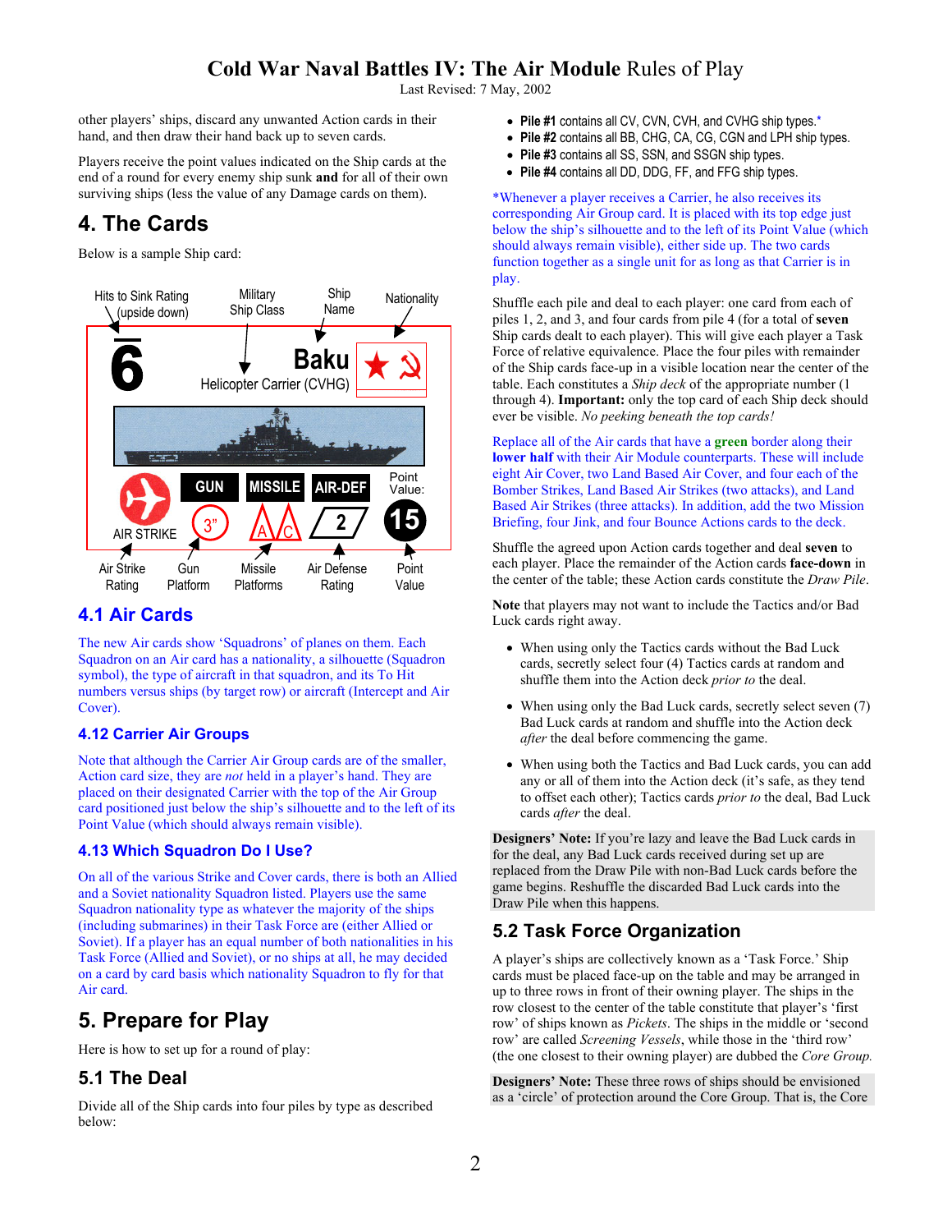other players' ships, discard any unwanted Action cards in their hand, and then draw their hand back up to seven cards.

Players receive the point values indicated on the Ship cards at the end of a round for every enemy ship sunk **and** for all of their own surviving ships (less the value of any Damage cards on them).

## 4. The Cards

Below is a sample Ship card:

Hits to Sink Rating (upside down) — Military Ship Class — Ship Name — Nationality

6 — Baku — Helicopter Carrier (CVHG)

AIR STRIKE — GUN 3" — MISSILE A C — AIR-DEF 2 — Point Value: 15

Air Strike Rating — Gun Platform — Missile Platforms — Air Defense Rating — Point Value

### 4.1 Air Cards

The new Air cards show 'Squadrons' of planes on them. Each Squadron on an Air card has a nationality, a silhouette (Squadron symbol), the type of aircraft in that squadron, and its To Hit numbers versus ships (by target row) or aircraft (Intercept and Air Cover).

### 4.12 Carrier Air Groups

Note that although the Carrier Air Group cards are of the smaller, Action card size, they are *not* held in a player's hand. They are placed on their designated Carrier with the top of the Air Group card positioned just below the ship's silhouette and to the left of its Point Value (which should always remain visible).

### 4.13 Which Squadron Do I Use?

On all of the various Strike and Cover cards, there is both an Allied and a Soviet nationality Squadron listed. Players use the same Squadron nationality type as whatever the majority of the ships (including submarines) in their Task Force are (either Allied or Soviet). If a player has an equal number of both nationalities in his Task Force (Allied and Soviet), or no ships at all, he may decided on a card by card basis which nationality Squadron to fly for that Air card.

## 5. Prepare for Play

Here is how to set up for a round of play:

### 5.1 The Deal

Divide all of the Ship cards into four piles by type as described below:

- **Pile #1** contains all CV, CVN, CVH, and CVHG ship types.*
- **Pile #2** contains all BB, CHG, CA, CG, CGN and LPH ship types.
- **Pile #3** contains all SS, SSN, and SSGN ship types.
- **Pile #4** contains all DD, DDG, FF, and FFG ship types.

*Whenever a player receives a Carrier, he also receives its corresponding Air Group card. It is placed with its top edge just below the ship's silhouette and to the left of its Point Value (which should always remain visible), either side up. The two cards function together as a single unit for as long as that Carrier is in play.

Shuffle each pile and deal to each player: one card from each of piles 1, 2, and 3, and four cards from pile 4 (for a total of **seven** Ship cards dealt to each player). This will give each player a Task Force of relative equivalence. Place the four piles with remainder of the Ship cards face-up in a visible location near the center of the table. Each constitutes a *Ship deck* of the appropriate number (1 through 4). **Important:** only the top card of each Ship deck should ever be visible. *No peeking beneath the top cards!*

Replace all of the Air cards that have a **green** border along their **lower half** with their Air Module counterparts. These will include eight Air Cover, two Land Based Air Cover, and four each of the Bomber Strikes, Land Based Air Strikes (two attacks), and Land Based Air Strikes (three attacks). In addition, add the two Mission Briefing, four Jink, and four Bounce Actions cards to the deck.

Shuffle the agreed upon Action cards together and deal **seven** to each player. Place the remainder of the Action cards **face-down** in the center of the table; these Action cards constitute the *Draw Pile*.

**Note** that players may not want to include the Tactics and/or Bad Luck cards right away.

- When using only the Tactics cards without the Bad Luck cards, secretly select four (4) Tactics cards at random and shuffle them into the Action deck *prior to* the deal.
- When using only the Bad Luck cards, secretly select seven (7) Bad Luck cards at random and shuffle into the Action deck *after* the deal before commencing the game.
- When using both the Tactics and Bad Luck cards, you can add any or all of them into the Action deck (it's safe, as they tend to offset each other); Tactics cards *prior to* the deal, Bad Luck cards *after* the deal.

**Designers' Note:** If you're lazy and leave the Bad Luck cards in for the deal, any Bad Luck cards received during set up are replaced from the Draw Pile with non-Bad Luck cards before the game begins. Reshuffle the discarded Bad Luck cards into the Draw Pile when this happens.

### 5.2 Task Force Organization

A player's ships are collectively known as a 'Task Force.' Ship cards must be placed face-up on the table and may be arranged in up to three rows in front of their owning player. The ships in the row closest to the center of the table constitute that player's 'first row' of ships known as *Pickets*. The ships in the middle or 'second row' are called *Screening Vessels*, while those in the 'third row' (the one closest to their owning player) are dubbed the *Core Group*.

**Designers' Note:** These three rows of ships should be envisioned as a 'circle' of protection around the Core Group. That is, the Core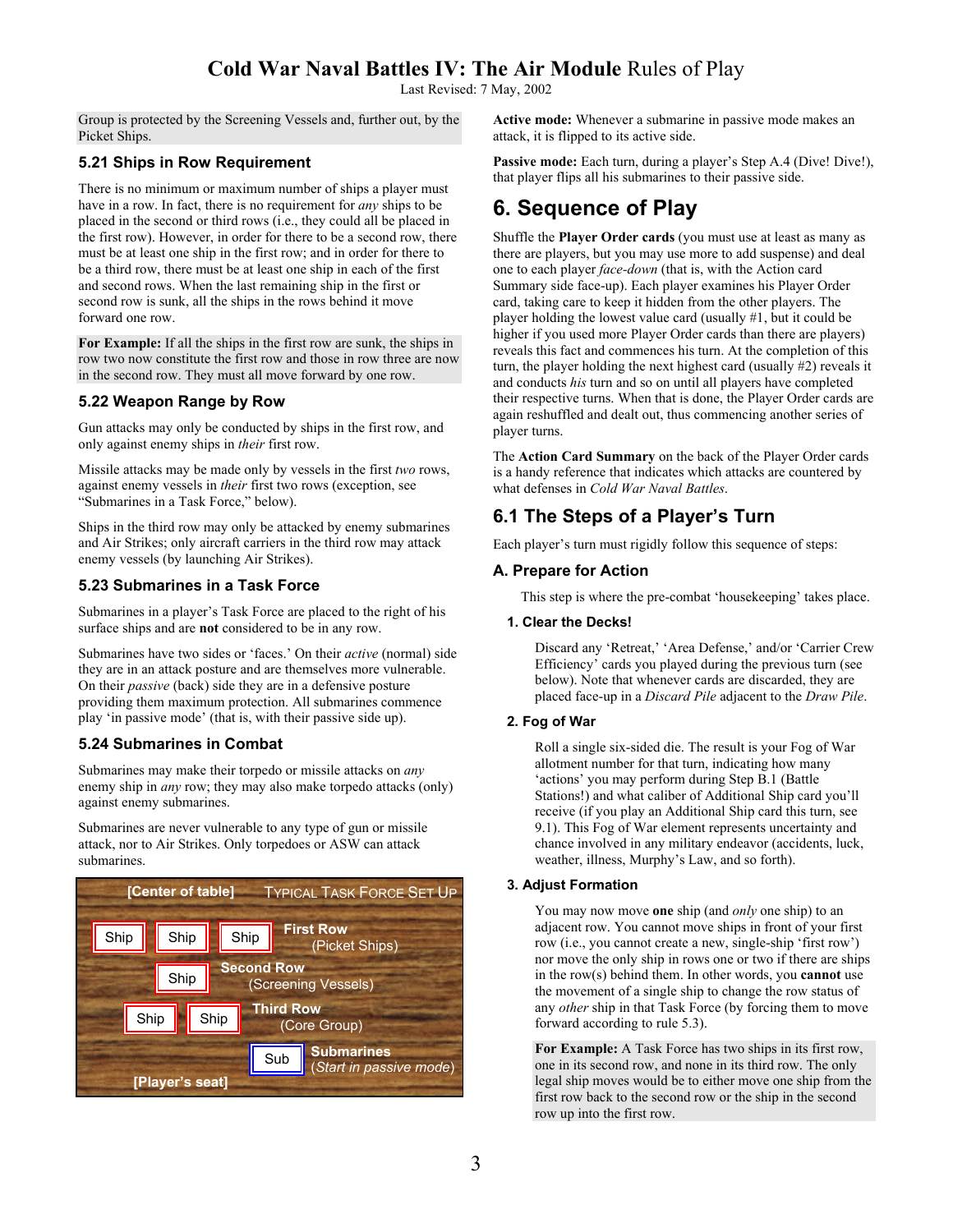Group is protected by the Screening Vessels and, further out, by the Picket Ships.

### 5.21 Ships in Row Requirement

There is no minimum or maximum number of ships a player must have in a row. In fact, there is no requirement for *any* ships to be placed in the second or third rows (i.e., they could all be placed in the first row). However, in order for there to be a second row, there must be at least one ship in the first row; and in order for there to be a third row, there must be at least one ship in each of the first and second rows. When the last remaining ship in the first or second row is sunk, all the ships in the rows behind it move forward one row.

**For Example:** If all the ships in the first row are sunk, the ships in row two now constitute the first row and those in row three are now in the second row. They must all move forward by one row.

### 5.22 Weapon Range by Row

Gun attacks may only be conducted by ships in the first row, and only against enemy ships in *their* first row.

Missile attacks may be made only by vessels in the first *two* rows, against enemy vessels in *their* first two rows (exception, see "Submarines in a Task Force," below).

Ships in the third row may only be attacked by enemy submarines and Air Strikes; only aircraft carriers in the third row may attack enemy vessels (by launching Air Strikes).

### 5.23 Submarines in a Task Force

Submarines in a player's Task Force are placed to the right of his surface ships and are **not** considered to be in any row.

Submarines have two sides or 'faces.' On their *active* (normal) side they are in an attack posture and are themselves more vulnerable. On their *passive* (back) side they are in a defensive posture providing them maximum protection. All submarines commence play 'in passive mode' (that is, with their passive side up).

### 5.24 Submarines in Combat

Submarines may make their torpedo or missile attacks on *any* enemy ship in *any* row; they may also make torpedo attacks (only) against enemy submarines.

Submarines are never vulnerable to any type of gun or missile attack, nor to Air Strikes. Only torpedoes or ASW can attack submarines.

[Center of table] TYPICAL TASK FORCE SET UP

| | | | |
|---|---|---|---|
| Ship | Ship | Ship | **First Row** (Picket Ships) |
| | Ship | | **Second Row** (Screening Vessels) |
| Ship | Ship | | **Third Row** (Core Group) |
| | | Sub | **Submarines** (*Start in passive mode*) |

[Player's seat]

**Active mode:** Whenever a submarine in passive mode makes an attack, it is flipped to its active side.

**Passive mode:** Each turn, during a player's Step A.4 (Dive! Dive!), that player flips all his submarines to their passive side.

# 6. Sequence of Play

Shuffle the **Player Order cards** (you must use at least as many as there are players, but you may use more to add suspense) and deal one to each player *face-down* (that is, with the Action card Summary side face-up). Each player examines his Player Order card, taking care to keep it hidden from the other players. The player holding the lowest value card (usually #1, but it could be higher if you used more Player Order cards than there are players) reveals this fact and commences his turn. At the completion of this turn, the player holding the next highest card (usually #2) reveals it and conducts *his* turn and so on until all players have completed their respective turns. When that is done, the Player Order cards are again reshuffled and dealt out, thus commencing another series of player turns.

The **Action Card Summary** on the back of the Player Order cards is a handy reference that indicates which attacks are countered by what defenses in *Cold War Naval Battles*.

## 6.1 The Steps of a Player's Turn

Each player's turn must rigidly follow this sequence of steps:

### A. Prepare for Action

This step is where the pre-combat 'housekeeping' takes place.

#### 1. Clear the Decks!

Discard any 'Retreat,' 'Area Defense,' and/or 'Carrier Crew Efficiency' cards you played during the previous turn (see below). Note that whenever cards are discarded, they are placed face-up in a *Discard Pile* adjacent to the *Draw Pile*.

#### 2. Fog of War

Roll a single six-sided die. The result is your Fog of War allotment number for that turn, indicating how many 'actions' you may perform during Step B.1 (Battle Stations!) and what caliber of Additional Ship card you'll receive (if you play an Additional Ship card this turn, see 9.1). This Fog of War element represents uncertainty and chance involved in any military endeavor (accidents, luck, weather, illness, Murphy's Law, and so forth).

#### 3. Adjust Formation

You may now move **one** ship (and *only* one ship) to an adjacent row. You cannot move ships in front of your first row (i.e., you cannot create a new, single-ship 'first row') nor move the only ship in rows one or two if there are ships in the row(s) behind them. In other words, you **cannot** use the movement of a single ship to change the row status of any *other* ship in that Task Force (by forcing them to move forward according to rule 5.3).

**For Example:** A Task Force has two ships in its first row, one in its second row, and none in its third row. The only legal ship moves would be to either move one ship from the first row back to the second row or the ship in the second row up into the first row.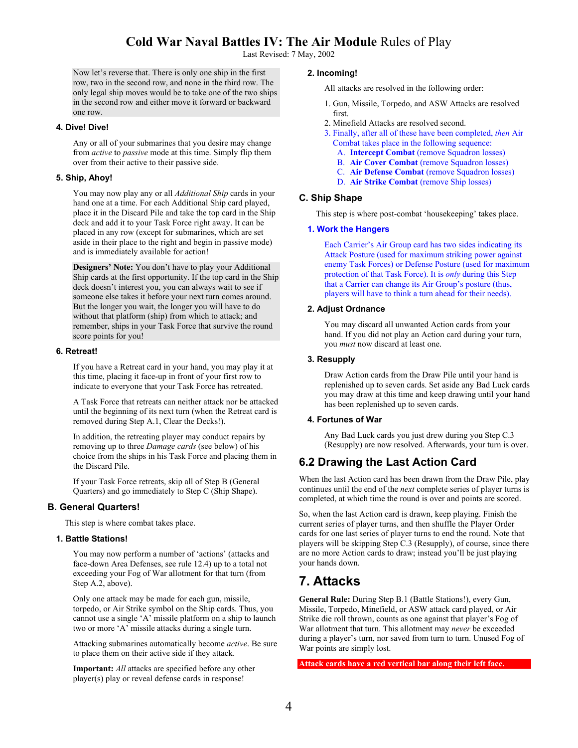Now let's reverse that. There is only one ship in the first row, two in the second row, and none in the third row. The only legal ship moves would be to take one of the two ships in the second row and either move it forward or backward one row.

#### 4. Dive! Dive!

Any or all of your submarines that you desire may change from *active* to *passive* mode at this time. Simply flip them over from their active to their passive side.

#### 5. Ship, Ahoy!

You may now play any or all *Additional Ship* cards in your hand one at a time. For each Additional Ship card played, place it in the Discard Pile and take the top card in the Ship deck and add it to your Task Force right away. It can be placed in any row (except for submarines, which are set aside in their place to the right and begin in passive mode) and is immediately available for action!

**Designers' Note:** You don't have to play your Additional Ship cards at the first opportunity. If the top card in the Ship deck doesn't interest you, you can always wait to see if someone else takes it before your next turn comes around. But the longer you wait, the longer you will have to do without that platform (ship) from which to attack; and remember, ships in your Task Force that survive the round score points for you!

#### 6. Retreat!

If you have a Retreat card in your hand, you may play it at this time, placing it face-up in front of your first row to indicate to everyone that your Task Force has retreated.

A Task Force that retreats can neither attack nor be attacked until the beginning of its next turn (when the Retreat card is removed during Step A.1, Clear the Decks!).

In addition, the retreating player may conduct repairs by removing up to three *Damage cards* (see below) of his choice from the ships in his Task Force and placing them in the Discard Pile.

If your Task Force retreats, skip all of Step B (General Quarters) and go immediately to Step C (Ship Shape).

### B. General Quarters!

This step is where combat takes place.

#### 1. Battle Stations!

You may now perform a number of 'actions' (attacks and face-down Area Defenses, see rule 12.4) up to a total not exceeding your Fog of War allotment for that turn (from Step A.2, above).

Only one attack may be made for each gun, missile, torpedo, or Air Strike symbol on the Ship cards. Thus, you cannot use a single 'A' missile platform on a ship to launch two or more 'A' missile attacks during a single turn.

Attacking submarines automatically become *active*. Be sure to place them on their active side if they attack.

**Important:** *All* attacks are specified before any other player(s) play or reveal defense cards in response!

#### 2. Incoming!

All attacks are resolved in the following order:

1. Gun, Missile, Torpedo, and ASW Attacks are resolved first.
2. Minefield Attacks are resolved second.
3. Finally, after all of these have been completed, *then* Air Combat takes place in the following sequence:
   - A. **Intercept Combat** (remove Squadron losses)
   - B. **Air Cover Combat** (remove Squadron losses)
   - C. **Air Defense Combat** (remove Squadron losses)
   - D. **Air Strike Combat** (remove Ship losses)

### C. Ship Shape

This step is where post-combat 'housekeeping' takes place.

#### 1. Work the Hangers

Each Carrier's Air Group card has two sides indicating its Attack Posture (used for maximum striking power against enemy Task Forces) or Defense Posture (used for maximum protection of that Task Force). It is *only* during this Step that a Carrier can change its Air Group's posture (thus, players will have to think a turn ahead for their needs).

#### 2. Adjust Ordnance

You may discard all unwanted Action cards from your hand. If you did not play an Action card during your turn, you *must* now discard at least one.

#### 3. Resupply

Draw Action cards from the Draw Pile until your hand is replenished up to seven cards. Set aside any Bad Luck cards you may draw at this time and keep drawing until your hand has been replenished up to seven cards.

#### 4. Fortunes of War

Any Bad Luck cards you just drew during you Step C.3 (Resupply) are now resolved. Afterwards, your turn is over.

## 6.2 Drawing the Last Action Card

When the last Action card has been drawn from the Draw Pile, play continues until the end of the *next* complete series of player turns is completed, at which time the round is over and points are scored.

So, when the last Action card is drawn, keep playing. Finish the current series of player turns, and then shuffle the Player Order cards for one last series of player turns to end the round. Note that players will be skipping Step C.3 (Resupply), of course, since there are no more Action cards to draw; instead you'll be just playing your hands down.

# 7. Attacks

**General Rule:** During Step B.1 (Battle Stations!), every Gun, Missile, Torpedo, Minefield, or ASW attack card played, or Air Strike die roll thrown, counts as one against that player's Fog of War allotment that turn. This allotment may *never* be exceeded during a player's turn, nor saved from turn to turn. Unused Fog of War points are simply lost.

**Attack cards have a red vertical bar along their left face.**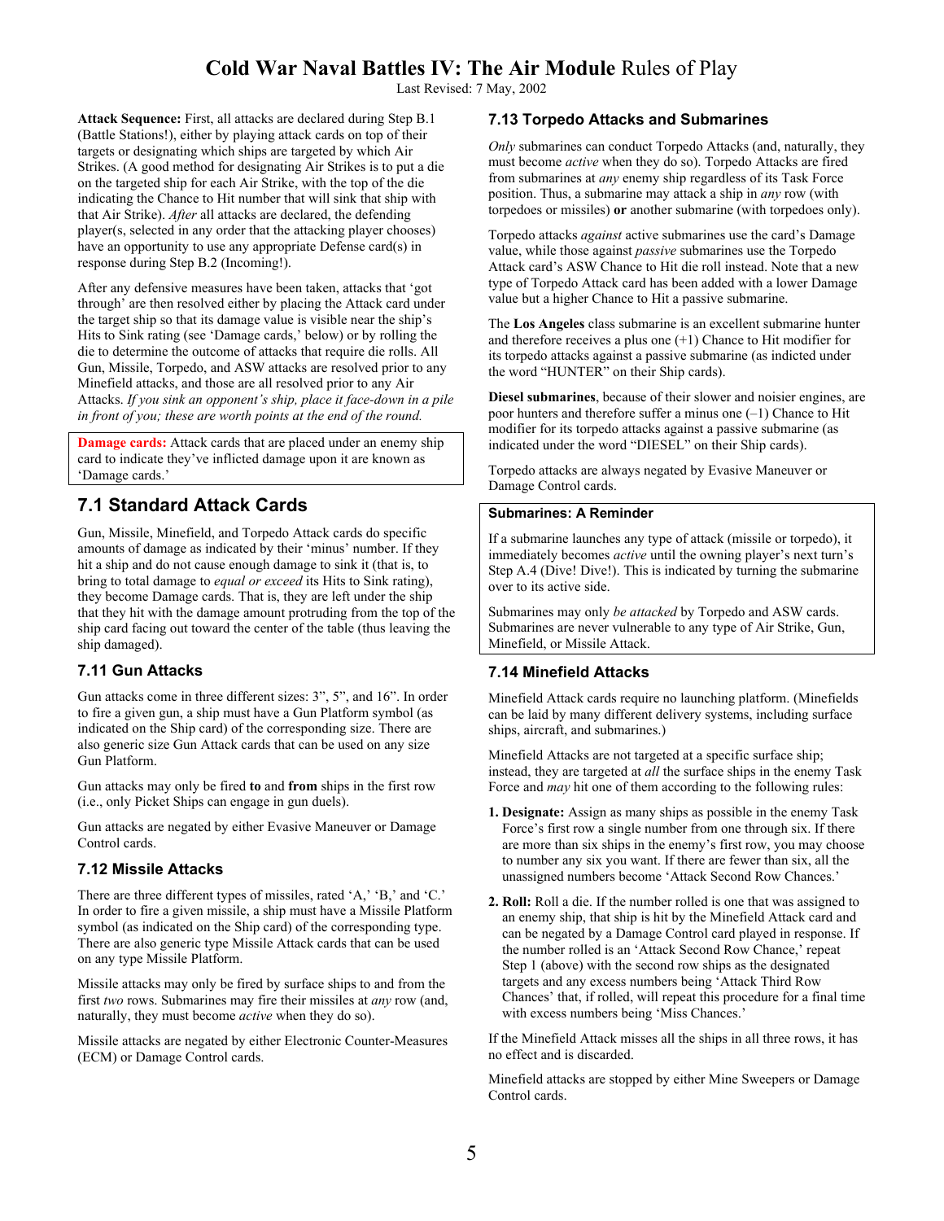**Attack Sequence:** First, all attacks are declared during Step B.1 (Battle Stations!), either by playing attack cards on top of their targets or designating which ships are targeted by which Air Strikes. (A good method for designating Air Strikes is to put a die on the targeted ship for each Air Strike, with the top of the die indicating the Chance to Hit number that will sink that ship with that Air Strike). *After* all attacks are declared, the defending player(s, selected in any order that the attacking player chooses) have an opportunity to use any appropriate Defense card(s) in response during Step B.2 (Incoming!).

After any defensive measures have been taken, attacks that 'got through' are then resolved either by placing the Attack card under the target ship so that its damage value is visible near the ship's Hits to Sink rating (see 'Damage cards,' below) or by rolling the die to determine the outcome of attacks that require die rolls. All Gun, Missile, Torpedo, and ASW attacks are resolved prior to any Minefield attacks, and those are all resolved prior to any Air Attacks. *If you sink an opponent's ship, place it face-down in a pile in front of you; these are worth points at the end of the round.*

**Damage cards:** Attack cards that are placed under an enemy ship card to indicate they've inflicted damage upon it are known as 'Damage cards.'

## 7.1 Standard Attack Cards

Gun, Missile, Minefield, and Torpedo Attack cards do specific amounts of damage as indicated by their 'minus' number. If they hit a ship and do not cause enough damage to sink it (that is, to bring to total damage to *equal or exceed* its Hits to Sink rating), they become Damage cards. That is, they are left under the ship that they hit with the damage amount protruding from the top of the ship card facing out toward the center of the table (thus leaving the ship damaged).

### 7.11 Gun Attacks

Gun attacks come in three different sizes: 3", 5", and 16". In order to fire a given gun, a ship must have a Gun Platform symbol (as indicated on the Ship card) of the corresponding size. There are also generic size Gun Attack cards that can be used on any size Gun Platform.

Gun attacks may only be fired **to** and **from** ships in the first row (i.e., only Picket Ships can engage in gun duels).

Gun attacks are negated by either Evasive Maneuver or Damage Control cards.

### 7.12 Missile Attacks

There are three different types of missiles, rated 'A,' 'B,' and 'C.' In order to fire a given missile, a ship must have a Missile Platform symbol (as indicated on the Ship card) of the corresponding type. There are also generic type Missile Attack cards that can be used on any type Missile Platform.

Missile attacks may only be fired by surface ships to and from the first *two* rows. Submarines may fire their missiles at *any* row (and, naturally, they must become *active* when they do so).

Missile attacks are negated by either Electronic Counter-Measures (ECM) or Damage Control cards.

### 7.13 Torpedo Attacks and Submarines

*Only* submarines can conduct Torpedo Attacks (and, naturally, they must become *active* when they do so). Torpedo Attacks are fired from submarines at *any* enemy ship regardless of its Task Force position. Thus, a submarine may attack a ship in *any* row (with torpedoes or missiles) **or** another submarine (with torpedoes only).

Torpedo attacks *against* active submarines use the card's Damage value, while those against *passive* submarines use the Torpedo Attack card's ASW Chance to Hit die roll instead. Note that a new type of Torpedo Attack card has been added with a lower Damage value but a higher Chance to Hit a passive submarine.

The **Los Angeles** class submarine is an excellent submarine hunter and therefore receives a plus one (+1) Chance to Hit modifier for its torpedo attacks against a passive submarine (as indicted under the word "HUNTER" on their Ship cards).

**Diesel submarines**, because of their slower and noisier engines, are poor hunters and therefore suffer a minus one (–1) Chance to Hit modifier for its torpedo attacks against a passive submarine (as indicated under the word "DIESEL" on their Ship cards).

Torpedo attacks are always negated by Evasive Maneuver or Damage Control cards.

**Submarines: A Reminder**

If a submarine launches any type of attack (missile or torpedo), it immediately becomes *active* until the owning player's next turn's Step A.4 (Dive! Dive!). This is indicated by turning the submarine over to its active side.

Submarines may only *be attacked* by Torpedo and ASW cards. Submarines are never vulnerable to any type of Air Strike, Gun, Minefield, or Missile Attack.

### 7.14 Minefield Attacks

Minefield Attack cards require no launching platform. (Minefields can be laid by many different delivery systems, including surface ships, aircraft, and submarines.)

Minefield Attacks are not targeted at a specific surface ship; instead, they are targeted at *all* the surface ships in the enemy Task Force and *may* hit one of them according to the following rules:

1. **Designate:** Assign as many ships as possible in the enemy Task Force's first row a single number from one through six. If there are more than six ships in the enemy's first row, you may choose to number any six you want. If there are fewer than six, all the unassigned numbers become 'Attack Second Row Chances.'
2. **Roll:** Roll a die. If the number rolled is one that was assigned to an enemy ship, that ship is hit by the Minefield Attack card and can be negated by a Damage Control card played in response. If the number rolled is an 'Attack Second Row Chance,' repeat Step 1 (above) with the second row ships as the designated targets and any excess numbers being 'Attack Third Row Chances' that, if rolled, will repeat this procedure for a final time with excess numbers being 'Miss Chances.'

If the Minefield Attack misses all the ships in all three rows, it has no effect and is discarded.

Minefield attacks are stopped by either Mine Sweepers or Damage Control cards.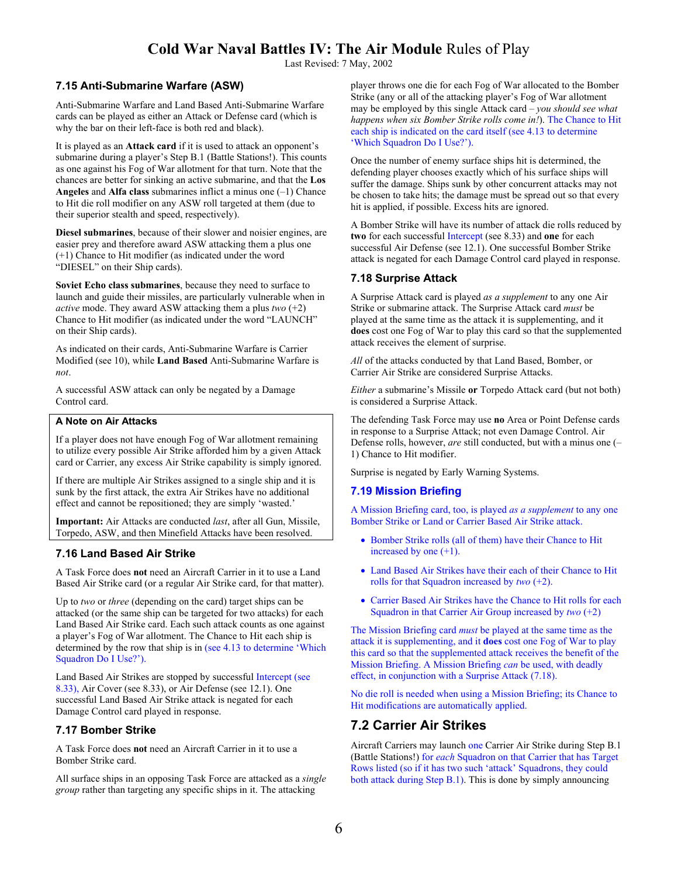### 7.15 Anti-Submarine Warfare (ASW)

Anti-Submarine Warfare and Land Based Anti-Submarine Warfare cards can be played as either an Attack or Defense card (which is why the bar on their left-face is both red and black).

It is played as an **Attack card** if it is used to attack an opponent's submarine during a player's Step B.1 (Battle Stations!). This counts as one against his Fog of War allotment for that turn. Note that the chances are better for sinking an active submarine, and that the **Los Angeles** and **Alfa class** submarines inflict a minus one (–1) Chance to Hit die roll modifier on any ASW roll targeted at them (due to their superior stealth and speed, respectively).

**Diesel submarines**, because of their slower and noisier engines, are easier prey and therefore award ASW attacking them a plus one (+1) Chance to Hit modifier (as indicated under the word "DIESEL" on their Ship cards).

**Soviet Echo class submarines**, because they need to surface to launch and guide their missiles, are particularly vulnerable when in *active* mode. They award ASW attacking them a plus *two* (+2) Chance to Hit modifier (as indicated under the word "LAUNCH" on their Ship cards).

As indicated on their cards, Anti-Submarine Warfare is Carrier Modified (see 10), while **Land Based** Anti-Submarine Warfare is *not*.

A successful ASW attack can only be negated by a Damage Control card.

> **A Note on Air Attacks**
>
> If a player does not have enough Fog of War allotment remaining to utilize every possible Air Strike afforded him by a given Attack card or Carrier, any excess Air Strike capability is simply ignored.
>
> If there are multiple Air Strikes assigned to a single ship and it is sunk by the first attack, the extra Air Strikes have no additional effect and cannot be repositioned; they are simply 'wasted.'
>
> **Important:** Air Attacks are conducted *last*, after all Gun, Missile, Torpedo, ASW, and then Minefield Attacks have been resolved.

### 7.16 Land Based Air Strike

A Task Force does **not** need an Aircraft Carrier in it to use a Land Based Air Strike card (or a regular Air Strike card, for that matter).

Up to *two* or *three* (depending on the card) target ships can be attacked (or the same ship can be targeted for two attacks) for each Land Based Air Strike card. Each such attack counts as one against a player's Fog of War allotment. The Chance to Hit each ship is determined by the row that ship is in (see 4.13 to determine 'Which Squadron Do I Use?').

Land Based Air Strikes are stopped by successful Intercept (see 8.33), Air Cover (see 8.33), or Air Defense (see 12.1). One successful Land Based Air Strike attack is negated for each Damage Control card played in response.

### 7.17 Bomber Strike

A Task Force does **not** need an Aircraft Carrier in it to use a Bomber Strike card.

All surface ships in an opposing Task Force are attacked as a *single group* rather than targeting any specific ships in it. The attacking player throws one die for each Fog of War allocated to the Bomber Strike (any or all of the attacking player's Fog of War allotment may be employed by this single Attack card – *you should see what happens when six Bomber Strike rolls come in!*). The Chance to Hit each ship is indicated on the card itself (see 4.13 to determine 'Which Squadron Do I Use?').

Once the number of enemy surface ships hit is determined, the defending player chooses exactly which of his surface ships will suffer the damage. Ships sunk by other concurrent attacks may not be chosen to take hits; the damage must be spread out so that every hit is applied, if possible. Excess hits are ignored.

A Bomber Strike will have its number of attack die rolls reduced by **two** for each successful Intercept (see 8.33) and **one** for each successful Air Defense (see 12.1). One successful Bomber Strike attack is negated for each Damage Control card played in response.

### 7.18 Surprise Attack

A Surprise Attack card is played *as a supplement* to any one Air Strike or submarine attack. The Surprise Attack card *must* be played at the same time as the attack it is supplementing, and it **does** cost one Fog of War to play this card so that the supplemented attack receives the element of surprise.

*All* of the attacks conducted by that Land Based, Bomber, or Carrier Air Strike are considered Surprise Attacks.

*Either* a submarine's Missile **or** Torpedo Attack card (but not both) is considered a Surprise Attack.

The defending Task Force may use **no** Area or Point Defense cards in response to a Surprise Attack; not even Damage Control. Air Defense rolls, however, *are* still conducted, but with a minus one (–1) Chance to Hit modifier.

Surprise is negated by Early Warning Systems.

### 7.19 Mission Briefing

A Mission Briefing card, too, is played *as a supplement* to any one Bomber Strike or Land or Carrier Based Air Strike attack.

- Bomber Strike rolls (all of them) have their Chance to Hit increased by one (+1).
- Land Based Air Strikes have their each of their Chance to Hit rolls for that Squadron increased by *two* (+2).
- Carrier Based Air Strikes have the Chance to Hit rolls for each Squadron in that Carrier Air Group increased by *two* (+2)

The Mission Briefing card *must* be played at the same time as the attack it is supplementing, and it **does** cost one Fog of War to play this card so that the supplemented attack receives the benefit of the Mission Briefing. A Mission Briefing *can* be used, with deadly effect, in conjunction with a Surprise Attack (7.18).

No die roll is needed when using a Mission Briefing; its Chance to Hit modifications are automatically applied.

## 7.2 Carrier Air Strikes

Aircraft Carriers may launch one Carrier Air Strike during Step B.1 (Battle Stations!) for *each* Squadron on that Carrier that has Target Rows listed (so if it has two such 'attack' Squadrons, they could both attack during Step B.1). This is done by simply announcing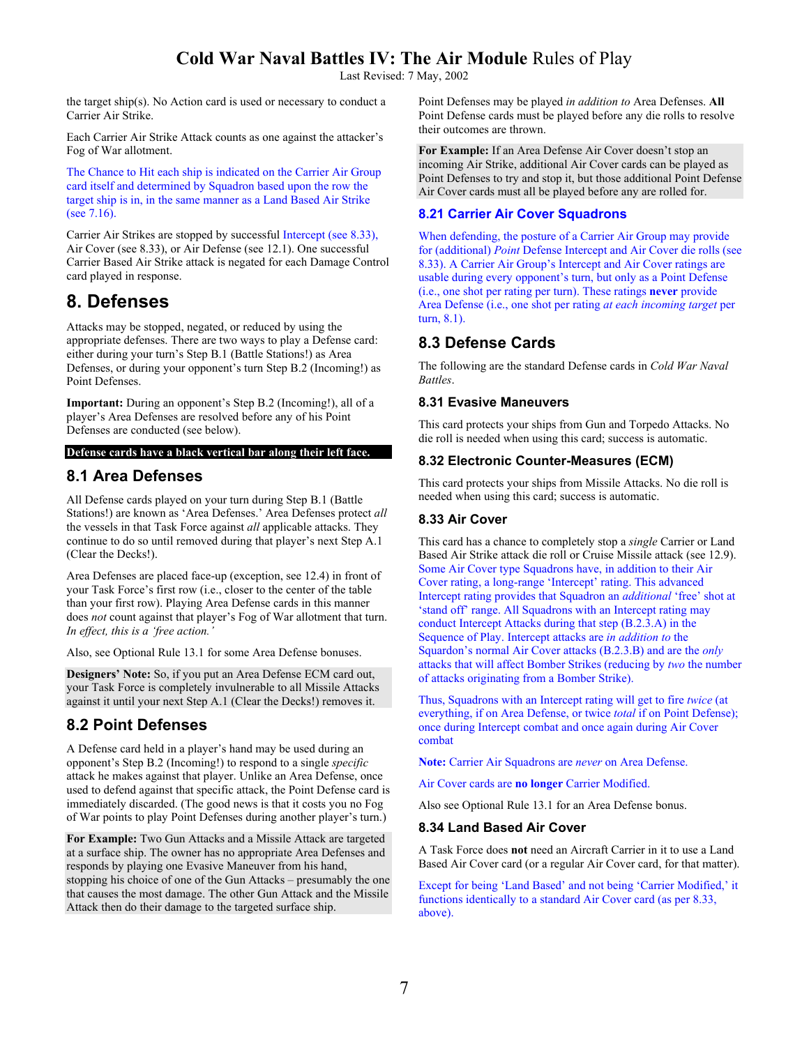the target ship(s). No Action card is used or necessary to conduct a Carrier Air Strike.

Each Carrier Air Strike Attack counts as one against the attacker's Fog of War allotment.

The Chance to Hit each ship is indicated on the Carrier Air Group card itself and determined by Squadron based upon the row the target ship is in, in the same manner as a Land Based Air Strike (see 7.16).

Carrier Air Strikes are stopped by successful Intercept (see 8.33), Air Cover (see 8.33), or Air Defense (see 12.1). One successful Carrier Based Air Strike attack is negated for each Damage Control card played in response.

# 8. Defenses

Attacks may be stopped, negated, or reduced by using the appropriate defenses. There are two ways to play a Defense card: either during your turn's Step B.1 (Battle Stations!) as Area Defenses, or during your opponent's turn Step B.2 (Incoming!) as Point Defenses.

**Important:** During an opponent's Step B.2 (Incoming!), all of a player's Area Defenses are resolved before any of his Point Defenses are conducted (see below).

**Defense cards have a black vertical bar along their left face.**

## 8.1 Area Defenses

All Defense cards played on your turn during Step B.1 (Battle Stations!) are known as 'Area Defenses.' Area Defenses protect *all* the vessels in that Task Force against *all* applicable attacks. They continue to do so until removed during that player's next Step A.1 (Clear the Decks!).

Area Defenses are placed face-up (exception, see 12.4) in front of your Task Force's first row (i.e., closer to the center of the table than your first row). Playing Area Defense cards in this manner does *not* count against that player's Fog of War allotment that turn. *In effect, this is a 'free action.'*

Also, see Optional Rule 13.1 for some Area Defense bonuses.

**Designers' Note:** So, if you put an Area Defense ECM card out, your Task Force is completely invulnerable to all Missile Attacks against it until your next Step A.1 (Clear the Decks!) removes it.

## 8.2 Point Defenses

A Defense card held in a player's hand may be used during an opponent's Step B.2 (Incoming!) to respond to a single *specific* attack he makes against that player. Unlike an Area Defense, once used to defend against that specific attack, the Point Defense card is immediately discarded. (The good news is that it costs you no Fog of War points to play Point Defenses during another player's turn.)

**For Example:** Two Gun Attacks and a Missile Attack are targeted at a surface ship. The owner has no appropriate Area Defenses and responds by playing one Evasive Maneuver from his hand, stopping his choice of one of the Gun Attacks – presumably the one that causes the most damage. The other Gun Attack and the Missile Attack then do their damage to the targeted surface ship.

Point Defenses may be played *in addition to* Area Defenses. **All** Point Defense cards must be played before any die rolls to resolve their outcomes are thrown.

**For Example:** If an Area Defense Air Cover doesn't stop an incoming Air Strike, additional Air Cover cards can be played as Point Defenses to try and stop it, but those additional Point Defense Air Cover cards must all be played before any are rolled for.

### 8.21 Carrier Air Cover Squadrons

When defending, the posture of a Carrier Air Group may provide for (additional) *Point* Defense Intercept and Air Cover die rolls (see 8.33). A Carrier Air Group's Intercept and Air Cover ratings are usable during every opponent's turn, but only as a Point Defense (i.e., one shot per rating per turn). These ratings **never** provide Area Defense (i.e., one shot per rating *at each incoming target* per turn, 8.1).

## 8.3 Defense Cards

The following are the standard Defense cards in *Cold War Naval Battles*.

### 8.31 Evasive Maneuvers

This card protects your ships from Gun and Torpedo Attacks. No die roll is needed when using this card; success is automatic.

### 8.32 Electronic Counter-Measures (ECM)

This card protects your ships from Missile Attacks. No die roll is needed when using this card; success is automatic.

### 8.33 Air Cover

This card has a chance to completely stop a *single* Carrier or Land Based Air Strike attack die roll or Cruise Missile attack (see 12.9). Some Air Cover type Squadrons have, in addition to their Air Cover rating, a long-range 'Intercept' rating. This advanced Intercept rating provides that Squadron an *additional* 'free' shot at 'stand off' range. All Squadrons with an Intercept rating may conduct Intercept Attacks during that step (B.2.3.A) in the Sequence of Play. Intercept attacks are *in addition to* the Squadron's normal Air Cover attacks (B.2.3.B) and are the *only* attacks that will affect Bomber Strikes (reducing by *two* the number of attacks originating from a Bomber Strike).

Thus, Squadrons with an Intercept rating will get to fire *twice* (at everything, if on Area Defense, or twice *total* if on Point Defense); once during Intercept combat and once again during Air Cover combat

**Note:** Carrier Air Squadrons are *never* on Area Defense.

Air Cover cards are **no longer** Carrier Modified.

Also see Optional Rule 13.1 for an Area Defense bonus.

### 8.34 Land Based Air Cover

A Task Force does **not** need an Aircraft Carrier in it to use a Land Based Air Cover card (or a regular Air Cover card, for that matter).

Except for being 'Land Based' and not being 'Carrier Modified,' it functions identically to a standard Air Cover card (as per 8.33, above).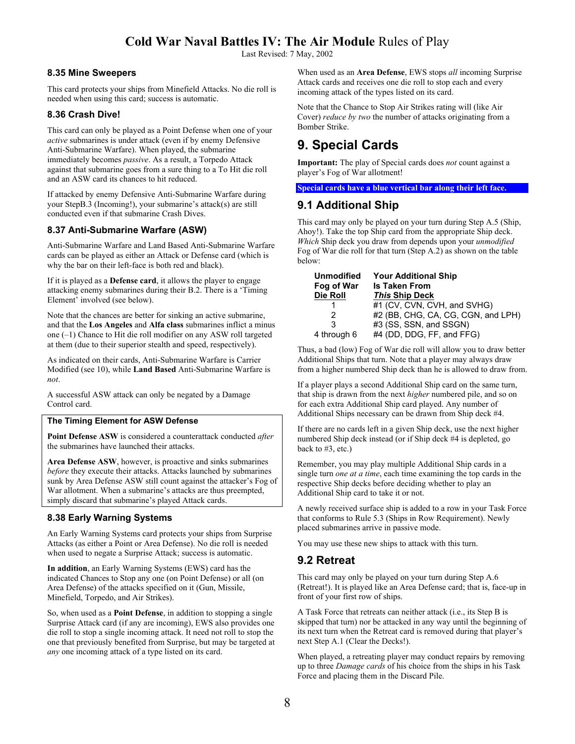### 8.35 Mine Sweepers

This card protects your ships from Minefield Attacks. No die roll is needed when using this card; success is automatic.

### 8.36 Crash Dive!

This card can only be played as a Point Defense when one of your *active* submarines is under attack (even if by enemy Defensive Anti-Submarine Warfare). When played, the submarine immediately becomes *passive*. As a result, a Torpedo Attack against that submarine goes from a sure thing to a To Hit die roll and an ASW card its chances to hit reduced.

If attacked by enemy Defensive Anti-Submarine Warfare during your StepB.3 (Incoming!), your submarine's attack(s) are still conducted even if that submarine Crash Dives.

### 8.37 Anti-Submarine Warfare (ASW)

Anti-Submarine Warfare and Land Based Anti-Submarine Warfare cards can be played as either an Attack or Defense card (which is why the bar on their left-face is both red and black).

If it is played as a **Defense card**, it allows the player to engage attacking enemy submarines during their B.2. There is a 'Timing Element' involved (see below).

Note that the chances are better for sinking an active submarine, and that the **Los Angeles** and **Alfa class** submarines inflict a minus one (–1) Chance to Hit die roll modifier on any ASW roll targeted at them (due to their superior stealth and speed, respectively).

As indicated on their cards, Anti-Submarine Warfare is Carrier Modified (see 10), while **Land Based** Anti-Submarine Warfare is *not*.

A successful ASW attack can only be negated by a Damage Control card.

**The Timing Element for ASW Defense**

**Point Defense ASW** is considered a counterattack conducted *after* the submarines have launched their attacks.

**Area Defense ASW**, however, is proactive and sinks submarines *before* they execute their attacks. Attacks launched by submarines sunk by Area Defense ASW still count against the attacker's Fog of War allotment. When a submarine's attacks are thus preempted, simply discard that submarine's played Attack cards.

### 8.38 Early Warning Systems

An Early Warning Systems card protects your ships from Surprise Attacks (as either a Point or Area Defense). No die roll is needed when used to negate a Surprise Attack; success is automatic.

**In addition**, an Early Warning Systems (EWS) card has the indicated Chances to Stop any one (on Point Defense) or all (on Area Defense) of the attacks specified on it (Gun, Missile, Minefield, Torpedo, and Air Strikes).

So, when used as a **Point Defense**, in addition to stopping a single Surprise Attack card (if any are incoming), EWS also provides one die roll to stop a single incoming attack. It need not roll to stop the one that previously benefited from Surprise, but may be targeted at *any* one incoming attack of a type listed on its card.

When used as an **Area Defense**, EWS stops *all* incoming Surprise Attack cards and receives one die roll to stop each and every incoming attack of the types listed on its card.

Note that the Chance to Stop Air Strikes rating will (like Air Cover) *reduce by two* the number of attacks originating from a Bomber Strike.

## 9. Special Cards

**Important:** The play of Special cards does *not* count against a player's Fog of War allotment!

**Special cards have a blue vertical bar along their left face.**

### 9.1 Additional Ship

This card may only be played on your turn during Step A.5 (Ship, Ahoy!). Take the top Ship card from the appropriate Ship deck. *Which* Ship deck you draw from depends upon your *unmodified* Fog of War die roll for that turn (Step A.2) as shown on the table below:

| Unmodified Fog of War Die Roll | Your Additional Ship Is Taken From ***This* Ship Deck** |
|---|---|
| 1 | #1 (CV, CVN, CVH, and SVHG) |
| 2 | #2 (BB, CHG, CA, CG, CGN, and LPH) |
| 3 | #3 (SS, SSN, and SSGN) |
| 4 through 6 | #4 (DD, DDG, FF, and FFG) |

Thus, a bad (low) Fog of War die roll will allow you to draw better Additional Ships that turn. Note that a player may always draw from a higher numbered Ship deck than he is allowed to draw from.

If a player plays a second Additional Ship card on the same turn, that ship is drawn from the next *higher* numbered pile, and so on for each extra Additional Ship card played. Any number of Additional Ships necessary can be drawn from Ship deck #4.

If there are no cards left in a given Ship deck, use the next higher numbered Ship deck instead (or if Ship deck #4 is depleted, go back to #3, etc.)

Remember, you may play multiple Additional Ship cards in a single turn *one at a time*, each time examining the top cards in the respective Ship decks before deciding whether to play an Additional Ship card to take it or not.

A newly received surface ship is added to a row in your Task Force that conforms to Rule 5.3 (Ships in Row Requirement). Newly placed submarines arrive in passive mode.

You may use these new ships to attack with this turn.

### 9.2 Retreat

This card may only be played on your turn during Step A.6 (Retreat!). It is played like an Area Defense card; that is, face-up in front of your first row of ships.

A Task Force that retreats can neither attack (i.e., its Step B is skipped that turn) nor be attacked in any way until the beginning of its next turn when the Retreat card is removed during that player's next Step A.1 (Clear the Decks!).

When played, a retreating player may conduct repairs by removing up to three *Damage cards* of his choice from the ships in his Task Force and placing them in the Discard Pile.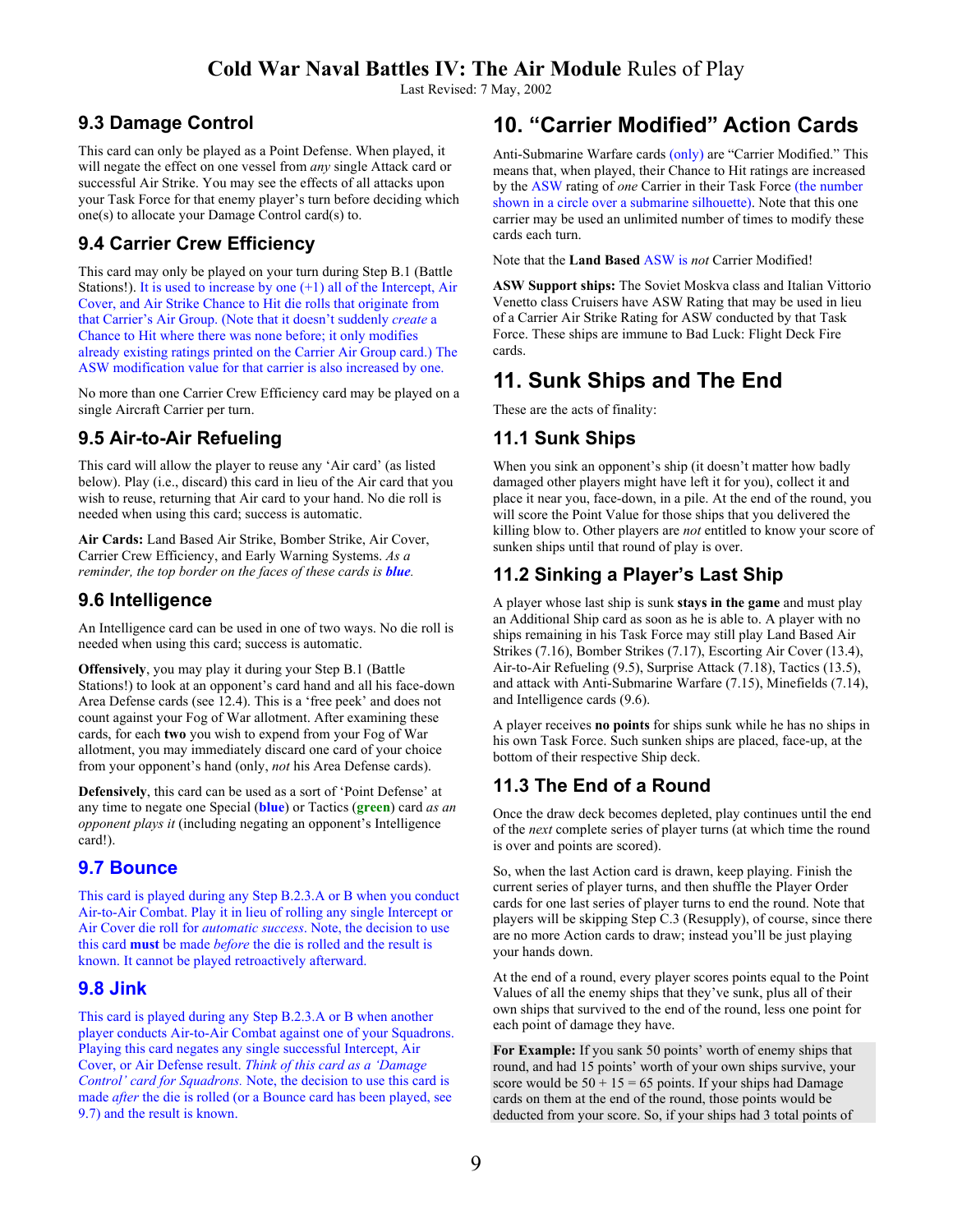### 9.3 Damage Control

This card can only be played as a Point Defense. When played, it will negate the effect on one vessel from *any* single Attack card or successful Air Strike. You may see the effects of all attacks upon your Task Force for that enemy player's turn before deciding which one(s) to allocate your Damage Control card(s) to.

### 9.4 Carrier Crew Efficiency

This card may only be played on your turn during Step B.1 (Battle Stations!). It is used to increase by one (+1) all of the Intercept, Air Cover, and Air Strike Chance to Hit die rolls that originate from that Carrier's Air Group. (Note that it doesn't suddenly *create* a Chance to Hit where there was none before; it only modifies already existing ratings printed on the Carrier Air Group card.) The ASW modification value for that carrier is also increased by one.

No more than one Carrier Crew Efficiency card may be played on a single Aircraft Carrier per turn.

### 9.5 Air-to-Air Refueling

This card will allow the player to reuse any 'Air card' (as listed below). Play (i.e., discard) this card in lieu of the Air card that you wish to reuse, returning that Air card to your hand. No die roll is needed when using this card; success is automatic.

**Air Cards:** Land Based Air Strike, Bomber Strike, Air Cover, Carrier Crew Efficiency, and Early Warning Systems. *As a reminder, the top border on the faces of these cards is* ***blue****.*

### 9.6 Intelligence

An Intelligence card can be used in one of two ways. No die roll is needed when using this card; success is automatic.

**Offensively**, you may play it during your Step B.1 (Battle Stations!) to look at an opponent's card hand and all his face-down Area Defense cards (see 12.4). This is a 'free peek' and does not count against your Fog of War allotment. After examining these cards, for each **two** you wish to expend from your Fog of War allotment, you may immediately discard one card of your choice from your opponent's hand (only, *not* his Area Defense cards).

**Defensively**, this card can be used as a sort of 'Point Defense' at any time to negate one Special (**blue**) or Tactics (**green**) card *as an opponent plays it* (including negating an opponent's Intelligence card!).

### 9.7 Bounce

This card is played during any Step B.2.3.A or B when you conduct Air-to-Air Combat. Play it in lieu of rolling any single Intercept or Air Cover die roll for *automatic success*. Note, the decision to use this card **must** be made *before* the die is rolled and the result is known. It cannot be played retroactively afterward.

### 9.8 Jink

This card is played during any Step B.2.3.A or B when another player conducts Air-to-Air Combat against one of your Squadrons. Playing this card negates any single successful Intercept, Air Cover, or Air Defense result. *Think of this card as a 'Damage Control' card for Squadrons.* Note, the decision to use this card is made *after* the die is rolled (or a Bounce card has been played, see 9.7) and the result is known.

## 10. "Carrier Modified" Action Cards

Anti-Submarine Warfare cards (only) are "Carrier Modified." This means that, when played, their Chance to Hit ratings are increased by the ASW rating of *one* Carrier in their Task Force (the number shown in a circle over a submarine silhouette). Note that this one carrier may be used an unlimited number of times to modify these cards each turn.

Note that the **Land Based** ASW is *not* Carrier Modified!

**ASW Support ships:** The Soviet Moskva class and Italian Vittorio Venetto class Cruisers have ASW Rating that may be used in lieu of a Carrier Air Strike Rating for ASW conducted by that Task Force. These ships are immune to Bad Luck: Flight Deck Fire cards.

## 11. Sunk Ships and The End

These are the acts of finality:

### 11.1 Sunk Ships

When you sink an opponent's ship (it doesn't matter how badly damaged other players might have left it for you), collect it and place it near you, face-down, in a pile. At the end of the round, you will score the Point Value for those ships that you delivered the killing blow to. Other players are *not* entitled to know your score of sunken ships until that round of play is over.

### 11.2 Sinking a Player's Last Ship

A player whose last ship is sunk **stays in the game** and must play an Additional Ship card as soon as he is able to. A player with no ships remaining in his Task Force may still play Land Based Air Strikes (7.16), Bomber Strikes (7.17), Escorting Air Cover (13.4), Air-to-Air Refueling (9.5), Surprise Attack (7.18), Tactics (13.5), and attack with Anti-Submarine Warfare (7.15), Minefields (7.14), and Intelligence cards (9.6).

A player receives **no points** for ships sunk while he has no ships in his own Task Force. Such sunken ships are placed, face-up, at the bottom of their respective Ship deck.

### 11.3 The End of a Round

Once the draw deck becomes depleted, play continues until the end of the *next* complete series of player turns (at which time the round is over and points are scored).

So, when the last Action card is drawn, keep playing. Finish the current series of player turns, and then shuffle the Player Order cards for one last series of player turns to end the round. Note that players will be skipping Step C.3 (Resupply), of course, since there are no more Action cards to draw; instead you'll be just playing your hands down.

At the end of a round, every player scores points equal to the Point Values of all the enemy ships that they've sunk, plus all of their own ships that survived to the end of the round, less one point for each point of damage they have.

**For Example:** If you sank 50 points' worth of enemy ships that round, and had 15 points' worth of your own ships survive, your score would be 50 + 15 = 65 points. If your ships had Damage cards on them at the end of the round, those points would be deducted from your score. So, if your ships had 3 total points of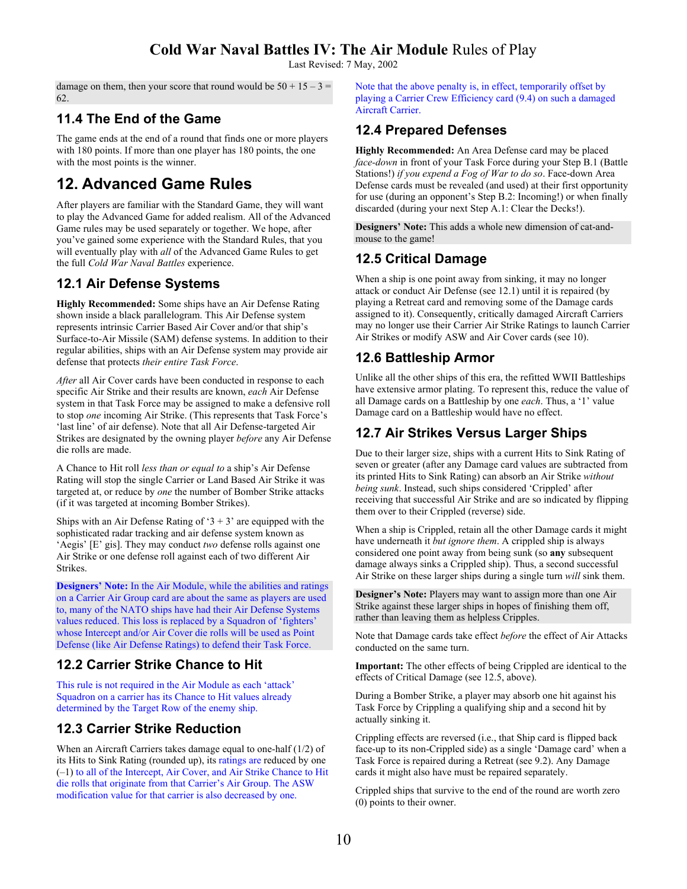damage on them, then your score that round would be 50 + 15 – 3 = 62.

## 11.4 The End of the Game

The game ends at the end of a round that finds one or more players with 180 points. If more than one player has 180 points, the one with the most points is the winner.

# 12. Advanced Game Rules

After players are familiar with the Standard Game, they will want to play the Advanced Game for added realism. All of the Advanced Game rules may be used separately or together. We hope, after you've gained some experience with the Standard Rules, that you will eventually play with *all* of the Advanced Game Rules to get the full *Cold War Naval Battles* experience.

## 12.1 Air Defense Systems

**Highly Recommended:** Some ships have an Air Defense Rating shown inside a black parallelogram. This Air Defense system represents intrinsic Carrier Based Air Cover and/or that ship's Surface-to-Air Missile (SAM) defense systems. In addition to their regular abilities, ships with an Air Defense system may provide air defense that protects *their entire Task Force*.

*After* all Air Cover cards have been conducted in response to each specific Air Strike and their results are known, *each* Air Defense system in that Task Force may be assigned to make a defensive roll to stop *one* incoming Air Strike. (This represents that Task Force's 'last line' of air defense). Note that all Air Defense-targeted Air Strikes are designated by the owning player *before* any Air Defense die rolls are made.

A Chance to Hit roll *less than or equal to* a ship's Air Defense Rating will stop the single Carrier or Land Based Air Strike it was targeted at, or reduce by *one* the number of Bomber Strike attacks (if it was targeted at incoming Bomber Strikes).

Ships with an Air Defense Rating of '3 + 3' are equipped with the sophisticated radar tracking and air defense system known as 'Aegis' [E' gis]. They may conduct *two* defense rolls against one Air Strike or one defense roll against each of two different Air Strikes.

**Designers' Note:** In the Air Module, while the abilities and ratings on a Carrier Air Group card are about the same as players are used to, many of the NATO ships have had their Air Defense Systems values reduced. This loss is replaced by a Squadron of 'fighters' whose Intercept and/or Air Cover die rolls will be used as Point Defense (like Air Defense Ratings) to defend their Task Force.

## 12.2 Carrier Strike Chance to Hit

This rule is not required in the Air Module as each 'attack' Squadron on a carrier has its Chance to Hit values already determined by the Target Row of the enemy ship.

## 12.3 Carrier Strike Reduction

When an Aircraft Carriers takes damage equal to one-half (1/2) of its Hits to Sink Rating (rounded up), its ratings are reduced by one (–1) to all of the Intercept, Air Cover, and Air Strike Chance to Hit die rolls that originate from that Carrier's Air Group. The ASW modification value for that carrier is also decreased by one.

Note that the above penalty is, in effect, temporarily offset by playing a Carrier Crew Efficiency card (9.4) on such a damaged Aircraft Carrier.

## 12.4 Prepared Defenses

**Highly Recommended:** An Area Defense card may be placed *face-down* in front of your Task Force during your Step B.1 (Battle Stations!) *if you expend a Fog of War to do so*. Face-down Area Defense cards must be revealed (and used) at their first opportunity for use (during an opponent's Step B.2: Incoming!) or when finally discarded (during your next Step A.1: Clear the Decks!).

**Designers' Note:** This adds a whole new dimension of cat-and-mouse to the game!

## 12.5 Critical Damage

When a ship is one point away from sinking, it may no longer attack or conduct Air Defense (see 12.1) until it is repaired (by playing a Retreat card and removing some of the Damage cards assigned to it). Consequently, critically damaged Aircraft Carriers may no longer use their Carrier Air Strike Ratings to launch Carrier Air Strikes or modify ASW and Air Cover cards (see 10).

## 12.6 Battleship Armor

Unlike all the other ships of this era, the refitted WWII Battleships have extensive armor plating. To represent this, reduce the value of all Damage cards on a Battleship by one *each*. Thus, a '1' value Damage card on a Battleship would have no effect.

## 12.7 Air Strikes Versus Larger Ships

Due to their larger size, ships with a current Hits to Sink Rating of seven or greater (after any Damage card values are subtracted from its printed Hits to Sink Rating) can absorb an Air Strike *without being sunk*. Instead, such ships considered 'Crippled' after receiving that successful Air Strike and are so indicated by flipping them over to their Crippled (reverse) side.

When a ship is Crippled, retain all the other Damage cards it might have underneath it *but ignore them*. A crippled ship is always considered one point away from being sunk (so **any** subsequent damage always sinks a Crippled ship). Thus, a second successful Air Strike on these larger ships during a single turn *will* sink them.

**Designer's Note:** Players may want to assign more than one Air Strike against these larger ships in hopes of finishing them off, rather than leaving them as helpless Cripples.

Note that Damage cards take effect *before* the effect of Air Attacks conducted on the same turn.

**Important:** The other effects of being Crippled are identical to the effects of Critical Damage (see 12.5, above).

During a Bomber Strike, a player may absorb one hit against his Task Force by Crippling a qualifying ship and a second hit by actually sinking it.

Crippling effects are reversed (i.e., that Ship card is flipped back face-up to its non-Crippled side) as a single 'Damage card' when a Task Force is repaired during a Retreat (see 9.2). Any Damage cards it might also have must be repaired separately.

Crippled ships that survive to the end of the round are worth zero (0) points to their owner.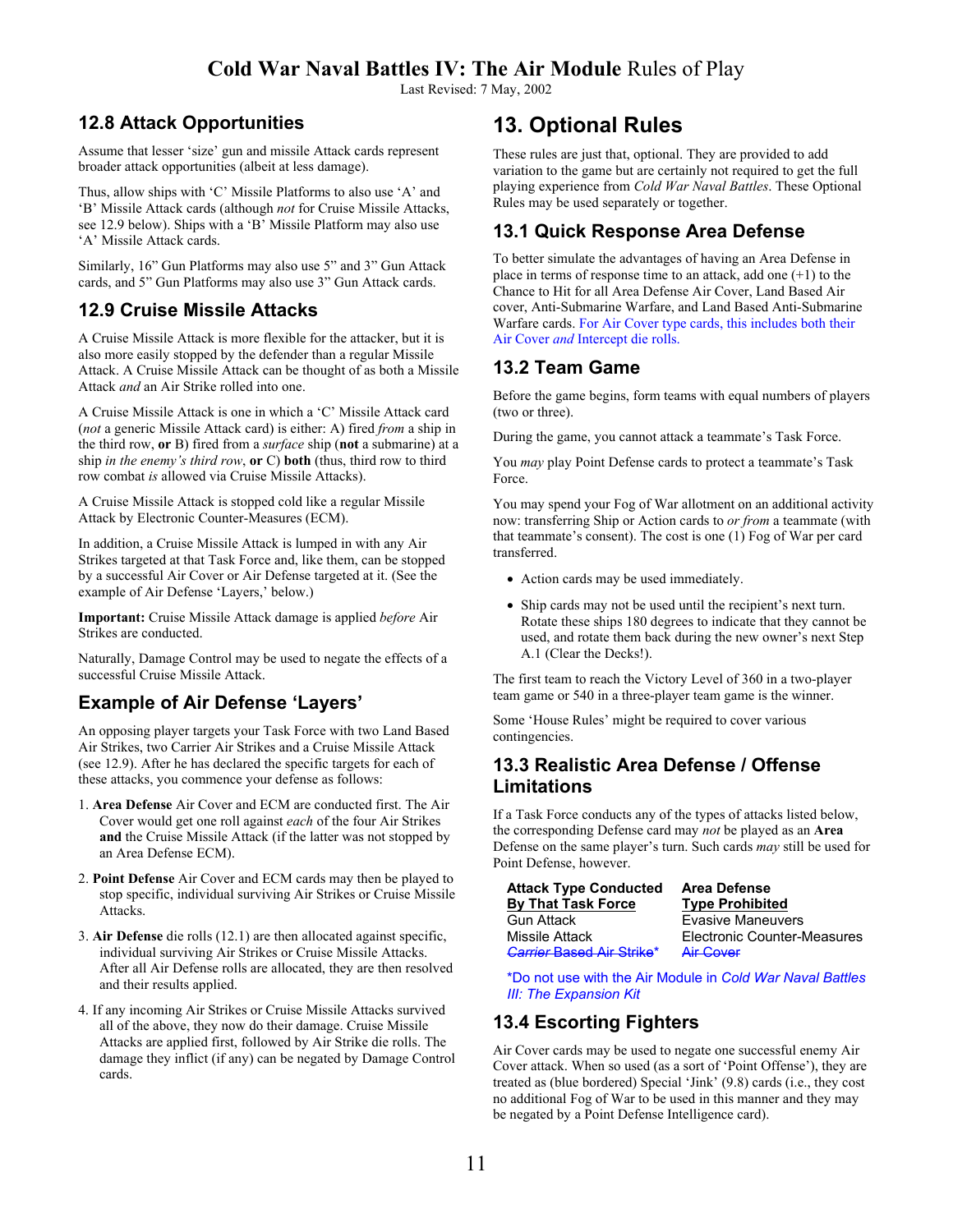## 12.8 Attack Opportunities

Assume that lesser 'size' gun and missile Attack cards represent broader attack opportunities (albeit at less damage).

Thus, allow ships with 'C' Missile Platforms to also use 'A' and 'B' Missile Attack cards (although *not* for Cruise Missile Attacks, see 12.9 below). Ships with a 'B' Missile Platform may also use 'A' Missile Attack cards.

Similarly, 16" Gun Platforms may also use 5" and 3" Gun Attack cards, and 5" Gun Platforms may also use 3" Gun Attack cards.

## 12.9 Cruise Missile Attacks

A Cruise Missile Attack is more flexible for the attacker, but it is also more easily stopped by the defender than a regular Missile Attack. A Cruise Missile Attack can be thought of as both a Missile Attack *and* an Air Strike rolled into one.

A Cruise Missile Attack is one in which a 'C' Missile Attack card (*not* a generic Missile Attack card) is either: A) fired *from* a ship in the third row, **or** B) fired from a *surface* ship (**not** a submarine) at a ship *in the enemy's third row*, **or** C) **both** (thus, third row to third row combat *is* allowed via Cruise Missile Attacks).

A Cruise Missile Attack is stopped cold like a regular Missile Attack by Electronic Counter-Measures (ECM).

In addition, a Cruise Missile Attack is lumped in with any Air Strikes targeted at that Task Force and, like them, can be stopped by a successful Air Cover or Air Defense targeted at it. (See the example of Air Defense 'Layers,' below.)

**Important:** Cruise Missile Attack damage is applied *before* Air Strikes are conducted.

Naturally, Damage Control may be used to negate the effects of a successful Cruise Missile Attack.

## Example of Air Defense 'Layers'

An opposing player targets your Task Force with two Land Based Air Strikes, two Carrier Air Strikes and a Cruise Missile Attack (see 12.9). After he has declared the specific targets for each of these attacks, you commence your defense as follows:

1. **Area Defense** Air Cover and ECM are conducted first. The Air Cover would get one roll against *each* of the four Air Strikes **and** the Cruise Missile Attack (if the latter was not stopped by an Area Defense ECM).
2. **Point Defense** Air Cover and ECM cards may then be played to stop specific, individual surviving Air Strikes or Cruise Missile Attacks.
3. **Air Defense** die rolls (12.1) are then allocated against specific, individual surviving Air Strikes or Cruise Missile Attacks. After all Air Defense rolls are allocated, they are then resolved and their results applied.
4. If any incoming Air Strikes or Cruise Missile Attacks survived all of the above, they now do their damage. Cruise Missile Attacks are applied first, followed by Air Strike die rolls. The damage they inflict (if any) can be negated by Damage Control cards.

# 13. Optional Rules

These rules are just that, optional. They are provided to add variation to the game but are certainly not required to get the full playing experience from *Cold War Naval Battles*. These Optional Rules may be used separately or together.

## 13.1 Quick Response Area Defense

To better simulate the advantages of having an Area Defense in place in terms of response time to an attack, add one (+1) to the Chance to Hit for all Area Defense Air Cover, Land Based Air cover, Anti-Submarine Warfare, and Land Based Anti-Submarine Warfare cards. For Air Cover type cards, this includes both their Air Cover *and* Intercept die rolls.

## 13.2 Team Game

Before the game begins, form teams with equal numbers of players (two or three).

During the game, you cannot attack a teammate's Task Force.

You *may* play Point Defense cards to protect a teammate's Task Force.

You may spend your Fog of War allotment on an additional activity now: transferring Ship or Action cards to *or from* a teammate (with that teammate's consent). The cost is one (1) Fog of War per card transferred.

- Action cards may be used immediately.
- Ship cards may not be used until the recipient's next turn. Rotate these ships 180 degrees to indicate that they cannot be used, and rotate them back during the new owner's next Step A.1 (Clear the Decks!).

The first team to reach the Victory Level of 360 in a two-player team game or 540 in a three-player team game is the winner.

Some 'House Rules' might be required to cover various contingencies.

## 13.3 Realistic Area Defense / Offense Limitations

If a Task Force conducts any of the types of attacks listed below, the corresponding Defense card may *not* be played as an **Area** Defense on the same player's turn. Such cards *may* still be used for Point Defense, however.

| Attack Type Conducted By That Task Force | Area Defense Type Prohibited |
|---|---|
| Gun Attack | Evasive Maneuvers |
| Missile Attack | Electronic Counter-Measures |
| ~~*Carrier* Based Air Strike~~* | ~~Air Cover~~ |

*Do not use with the Air Module in *Cold War Naval Battles III: The Expansion Kit*

## 13.4 Escorting Fighters

Air Cover cards may be used to negate one successful enemy Air Cover attack. When so used (as a sort of 'Point Offense'), they are treated as (blue bordered) Special 'Jink' (9.8) cards (i.e., they cost no additional Fog of War to be used in this manner and they may be negated by a Point Defense Intelligence card).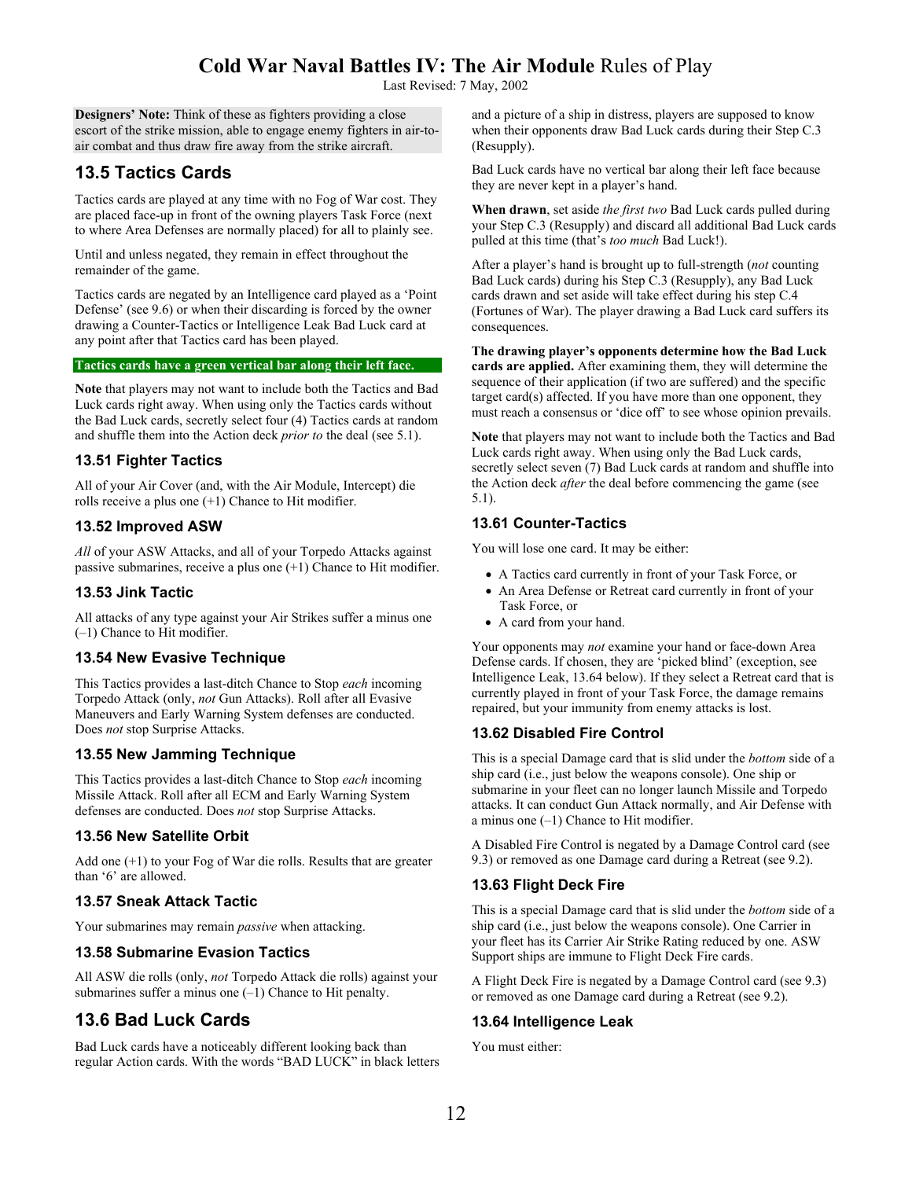**Designers' Note:** Think of these as fighters providing a close escort of the strike mission, able to engage enemy fighters in air-to-air combat and thus draw fire away from the strike aircraft.

## 13.5 Tactics Cards

Tactics cards are played at any time with no Fog of War cost. They are placed face-up in front of the owning players Task Force (next to where Area Defenses are normally placed) for all to plainly see.

Until and unless negated, they remain in effect throughout the remainder of the game.

Tactics cards are negated by an Intelligence card played as a 'Point Defense' (see 9.6) or when their discarding is forced by the owner drawing a Counter-Tactics or Intelligence Leak Bad Luck card at any point after that Tactics card has been played.

**Tactics cards have a green vertical bar along their left face.**

**Note** that players may not want to include both the Tactics and Bad Luck cards right away. When using only the Tactics cards without the Bad Luck cards, secretly select four (4) Tactics cards at random and shuffle them into the Action deck *prior to* the deal (see 5.1).

### 13.51 Fighter Tactics

All of your Air Cover (and, with the Air Module, Intercept) die rolls receive a plus one (+1) Chance to Hit modifier.

### 13.52 Improved ASW

*All* of your ASW Attacks, and all of your Torpedo Attacks against passive submarines, receive a plus one (+1) Chance to Hit modifier.

### 13.53 Jink Tactic

All attacks of any type against your Air Strikes suffer a minus one (–1) Chance to Hit modifier.

### 13.54 New Evasive Technique

This Tactics provides a last-ditch Chance to Stop *each* incoming Torpedo Attack (only, *not* Gun Attacks). Roll after all Evasive Maneuvers and Early Warning System defenses are conducted. Does *not* stop Surprise Attacks.

### 13.55 New Jamming Technique

This Tactics provides a last-ditch Chance to Stop *each* incoming Missile Attack. Roll after all ECM and Early Warning System defenses are conducted. Does *not* stop Surprise Attacks.

### 13.56 New Satellite Orbit

Add one (+1) to your Fog of War die rolls. Results that are greater than '6' are allowed.

### 13.57 Sneak Attack Tactic

Your submarines may remain *passive* when attacking.

### 13.58 Submarine Evasion Tactics

All ASW die rolls (only, *not* Torpedo Attack die rolls) against your submarines suffer a minus one (–1) Chance to Hit penalty.

## 13.6 Bad Luck Cards

Bad Luck cards have a noticeably different looking back than regular Action cards. With the words "BAD LUCK" in black letters and a picture of a ship in distress, players are supposed to know when their opponents draw Bad Luck cards during their Step C.3 (Resupply).

Bad Luck cards have no vertical bar along their left face because they are never kept in a player's hand.

**When drawn**, set aside *the first two* Bad Luck cards pulled during your Step C.3 (Resupply) and discard all additional Bad Luck cards pulled at this time (that's *too much* Bad Luck!).

After a player's hand is brought up to full-strength (*not* counting Bad Luck cards) during his Step C.3 (Resupply), any Bad Luck cards drawn and set aside will take effect during his step C.4 (Fortunes of War). The player drawing a Bad Luck card suffers its consequences.

**The drawing player's opponents determine how the Bad Luck cards are applied.** After examining them, they will determine the sequence of their application (if two are suffered) and the specific target card(s) affected. If you have more than one opponent, they must reach a consensus or 'dice off' to see whose opinion prevails.

**Note** that players may not want to include both the Tactics and Bad Luck cards right away. When using only the Bad Luck cards, secretly select seven (7) Bad Luck cards at random and shuffle into the Action deck *after* the deal before commencing the game (see 5.1).

### 13.61 Counter-Tactics

You will lose one card. It may be either:

- A Tactics card currently in front of your Task Force, or
- An Area Defense or Retreat card currently in front of your Task Force, or
- A card from your hand.

Your opponents may *not* examine your hand or face-down Area Defense cards. If chosen, they are 'picked blind' (exception, see Intelligence Leak, 13.64 below). If they select a Retreat card that is currently played in front of your Task Force, the damage remains repaired, but your immunity from enemy attacks is lost.

### 13.62 Disabled Fire Control

This is a special Damage card that is slid under the *bottom* side of a ship card (i.e., just below the weapons console). One ship or submarine in your fleet can no longer launch Missile and Torpedo attacks. It can conduct Gun Attack normally, and Air Defense with a minus one (–1) Chance to Hit modifier.

A Disabled Fire Control is negated by a Damage Control card (see 9.3) or removed as one Damage card during a Retreat (see 9.2).

### 13.63 Flight Deck Fire

This is a special Damage card that is slid under the *bottom* side of a ship card (i.e., just below the weapons console). One Carrier in your fleet has its Carrier Air Strike Rating reduced by one. ASW Support ships are immune to Flight Deck Fire cards.

A Flight Deck Fire is negated by a Damage Control card (see 9.3) or removed as one Damage card during a Retreat (see 9.2).

### 13.64 Intelligence Leak

You must either: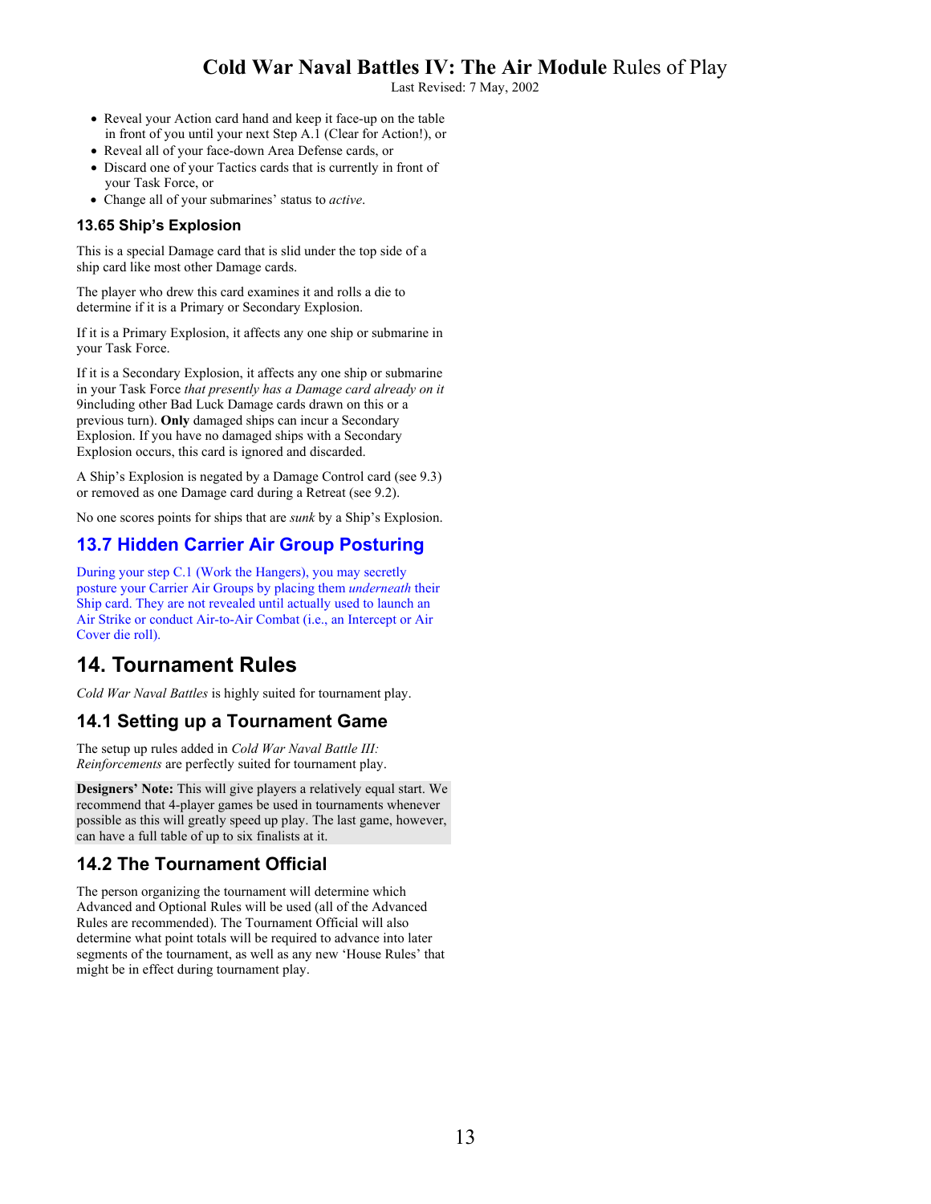- Reveal your Action card hand and keep it face-up on the table in front of you until your next Step A.1 (Clear for Action!), or
- Reveal all of your face-down Area Defense cards, or
- Discard one of your Tactics cards that is currently in front of your Task Force, or
- Change all of your submarines' status to *active*.

### 13.65 Ship's Explosion

This is a special Damage card that is slid under the top side of a ship card like most other Damage cards.

The player who drew this card examines it and rolls a die to determine if it is a Primary or Secondary Explosion.

If it is a Primary Explosion, it affects any one ship or submarine in your Task Force.

If it is a Secondary Explosion, it affects any one ship or submarine in your Task Force *that presently has a Damage card already on it* 9including other Bad Luck Damage cards drawn on this or a previous turn). **Only** damaged ships can incur a Secondary Explosion. If you have no damaged ships with a Secondary Explosion occurs, this card is ignored and discarded.

A Ship's Explosion is negated by a Damage Control card (see 9.3) or removed as one Damage card during a Retreat (see 9.2).

No one scores points for ships that are *sunk* by a Ship's Explosion.

## 13.7 Hidden Carrier Air Group Posturing

During your step C.1 (Work the Hangers), you may secretly posture your Carrier Air Groups by placing them *underneath* their Ship card. They are not revealed until actually used to launch an Air Strike or conduct Air-to-Air Combat (i.e., an Intercept or Air Cover die roll).

# 14. Tournament Rules

*Cold War Naval Battles* is highly suited for tournament play.

## 14.1 Setting up a Tournament Game

The setup up rules added in *Cold War Naval Battle III: Reinforcements* are perfectly suited for tournament play.

**Designers' Note:** This will give players a relatively equal start. We recommend that 4-player games be used in tournaments whenever possible as this will greatly speed up play. The last game, however, can have a full table of up to six finalists at it.

## 14.2 The Tournament Official

The person organizing the tournament will determine which Advanced and Optional Rules will be used (all of the Advanced Rules are recommended). The Tournament Official will also determine what point totals will be required to advance into later segments of the tournament, as well as any new 'House Rules' that might be in effect during tournament play.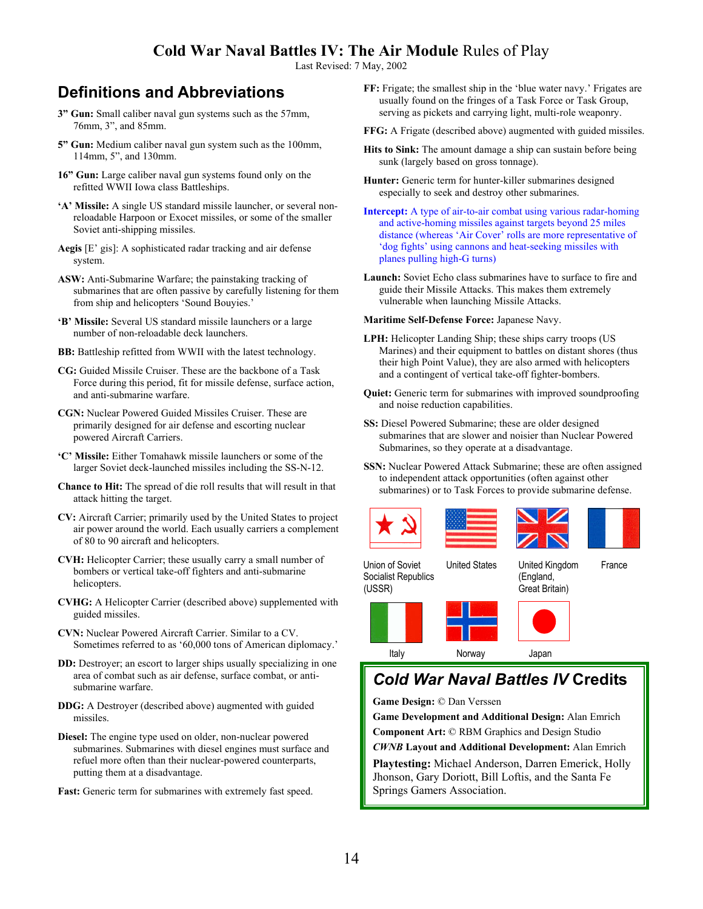# Cold War Naval Battles IV: The Air Module Rules of Play

Last Revised: 7 May, 2002

## Definitions and Abbreviations

**3" Gun:** Small caliber naval gun systems such as the 57mm, 76mm, 3", and 85mm.

**5" Gun:** Medium caliber naval gun system such as the 100mm, 114mm, 5", and 130mm.

**16" Gun:** Large caliber naval gun systems found only on the refitted WWII Iowa class Battleships.

**'A' Missile:** A single US standard missile launcher, or several non-reloadable Harpoon or Exocet missiles, or some of the smaller Soviet anti-shipping missiles.

**Aegis** [E' gis]: A sophisticated radar tracking and air defense system.

**ASW:** Anti-Submarine Warfare; the painstaking tracking of submarines that are often passive by carefully listening for them from ship and helicopters 'Sound Bouyies.'

**'B' Missile:** Several US standard missile launchers or a large number of non-reloadable deck launchers.

**BB:** Battleship refitted from WWII with the latest technology.

**CG:** Guided Missile Cruiser. These are the backbone of a Task Force during this period, fit for missile defense, surface action, and anti-submarine warfare.

**CGN:** Nuclear Powered Guided Missiles Cruiser. These are primarily designed for air defense and escorting nuclear powered Aircraft Carriers.

**'C' Missile:** Either Tomahawk missile launchers or some of the larger Soviet deck-launched missiles including the SS-N-12.

**Chance to Hit:** The spread of die roll results that will result in that attack hitting the target.

**CV:** Aircraft Carrier; primarily used by the United States to project air power around the world. Each usually carriers a complement of 80 to 90 aircraft and helicopters.

**CVH:** Helicopter Carrier; these usually carry a small number of bombers or vertical take-off fighters and anti-submarine helicopters.

**CVHG:** A Helicopter Carrier (described above) supplemented with guided missiles.

**CVN:** Nuclear Powered Aircraft Carrier. Similar to a CV. Sometimes referred to as '60,000 tons of American diplomacy.'

**DD:** Destroyer; an escort to larger ships usually specializing in one area of combat such as air defense, surface combat, or anti-submarine warfare.

**DDG:** A Destroyer (described above) augmented with guided missiles.

**Diesel:** The engine type used on older, non-nuclear powered submarines. Submarines with diesel engines must surface and refuel more often than their nuclear-powered counterparts, putting them at a disadvantage.

**Fast:** Generic term for submarines with extremely fast speed.

**FF:** Frigate; the smallest ship in the 'blue water navy.' Frigates are usually found on the fringes of a Task Force or Task Group, serving as pickets and carrying light, multi-role weaponry.

**FFG:** A Frigate (described above) augmented with guided missiles.

**Hits to Sink:** The amount damage a ship can sustain before being sunk (largely based on gross tonnage).

**Hunter:** Generic term for hunter-killer submarines designed especially to seek and destroy other submarines.

**Intercept:** A type of air-to-air combat using various radar-homing and active-homing missiles against targets beyond 25 miles distance (whereas 'Air Cover' rolls are more representative of 'dog fights' using cannons and heat-seeking missiles with planes pulling high-G turns)

**Launch:** Soviet Echo class submarines have to surface to fire and guide their Missile Attacks. This makes them extremely vulnerable when launching Missile Attacks.

**Maritime Self-Defense Force:** Japanese Navy.

**LPH:** Helicopter Landing Ship; these ships carry troops (US Marines) and their equipment to battles on distant shores (thus their high Point Value), they are also armed with helicopters and a contingent of vertical take-off fighter-bombers.

**Quiet:** Generic term for submarines with improved soundproofing and noise reduction capabilities.

**SS:** Diesel Powered Submarine; these are older designed submarines that are slower and noisier than Nuclear Powered Submarines, so they operate at a disadvantage.

**SSN:** Nuclear Powered Attack Submarine; these are often assigned to independent attack opportunities (often against other submarines) or to Task Forces to provide submarine defense.

Union of Soviet Socialist Republics (USSR)

United States

United Kingdom (England, Great Britain)

France

Italy

Norway

Japan

## *Cold War Naval Battles IV* Credits

**Game Design:** © Dan Verssen

**Game Development and Additional Design:** Alan Emrich

**Component Art:** © RBM Graphics and Design Studio

***CWNB* Layout and Additional Development:** Alan Emrich

**Playtesting:** Michael Anderson, Darren Emerick, Holly Jhonson, Gary Doriott, Bill Loftis, and the Santa Fe Springs Gamers Association.